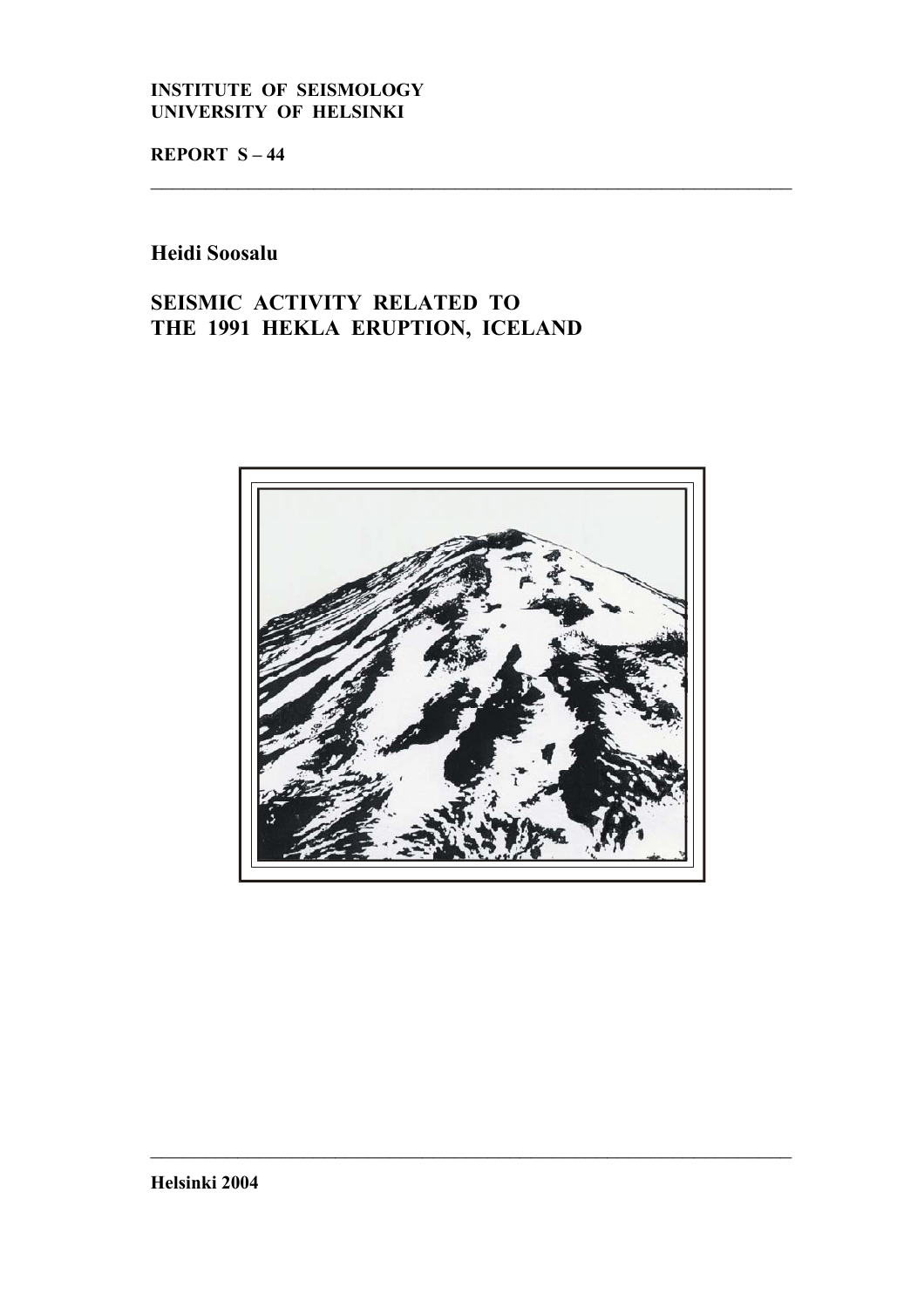**INSTITUTE OF SEISMOLOGY**
**UNIVERSITY OF HELSINKI**

**REPORT S – 44**

---

**Heidi Soosalu**

# SEISMIC ACTIVITY RELATED TO THE 1991 HEKLA ERUPTION, ICELAND

---

**Helsinki 2004**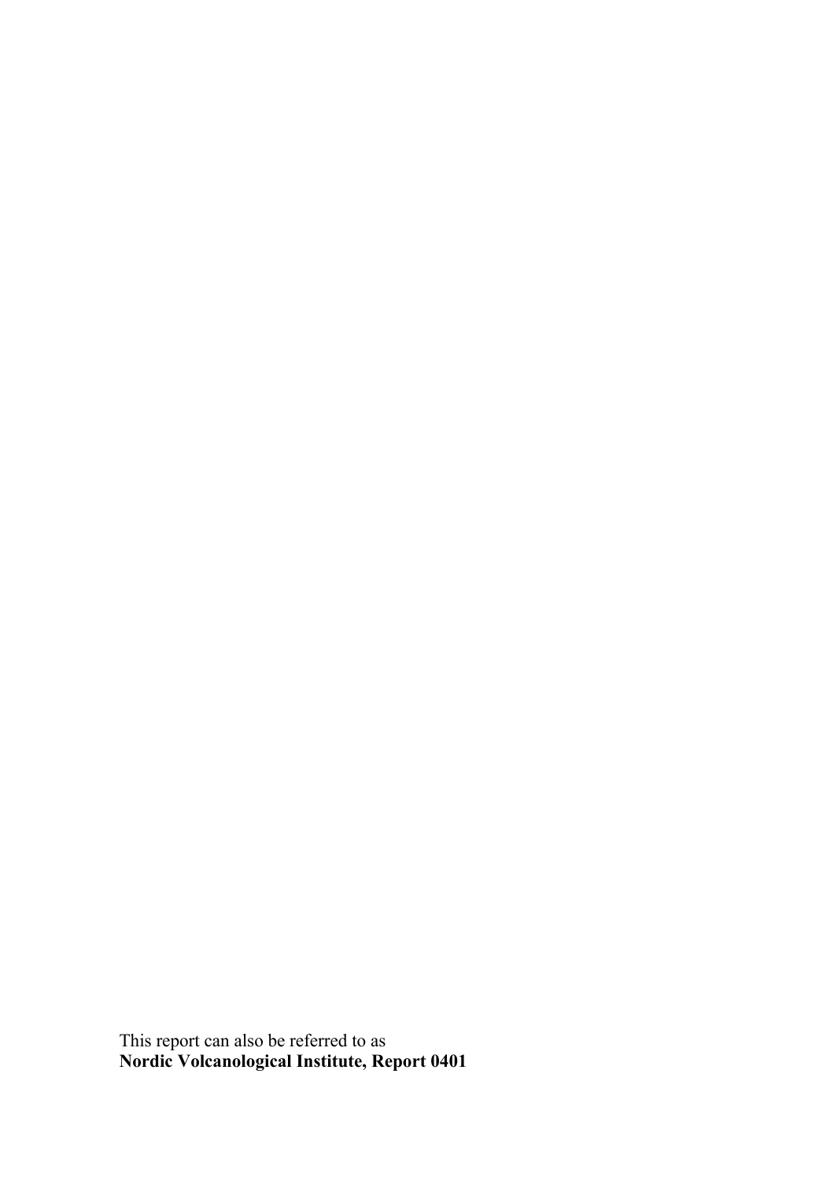This report can also be referred to as
**Nordic Volcanological Institute, Report 0401**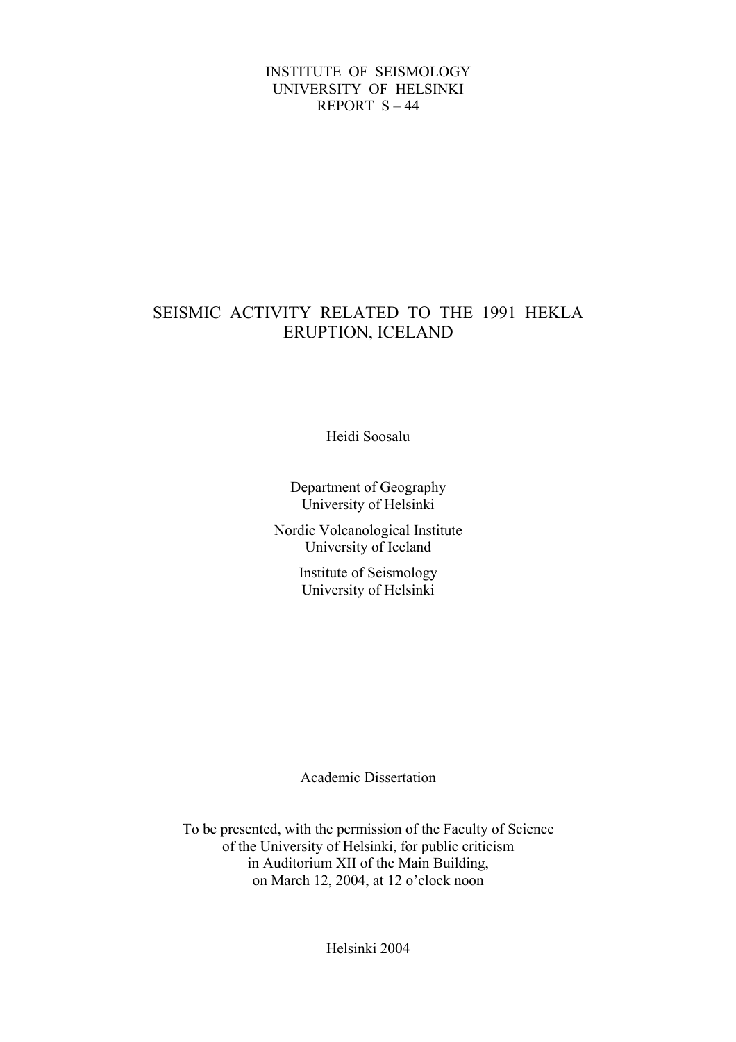INSTITUTE OF SEISMOLOGY
UNIVERSITY OF HELSINKI
REPORT S – 44

# SEISMIC ACTIVITY RELATED TO THE 1991 HEKLA ERUPTION, ICELAND

Heidi Soosalu

Department of Geography
University of Helsinki

Nordic Volcanological Institute
University of Iceland

Institute of Seismology
University of Helsinki

Academic Dissertation

To be presented, with the permission of the Faculty of Science
of the University of Helsinki, for public criticism
in Auditorium XII of the Main Building,
on March 12, 2004, at 12 o'clock noon

Helsinki 2004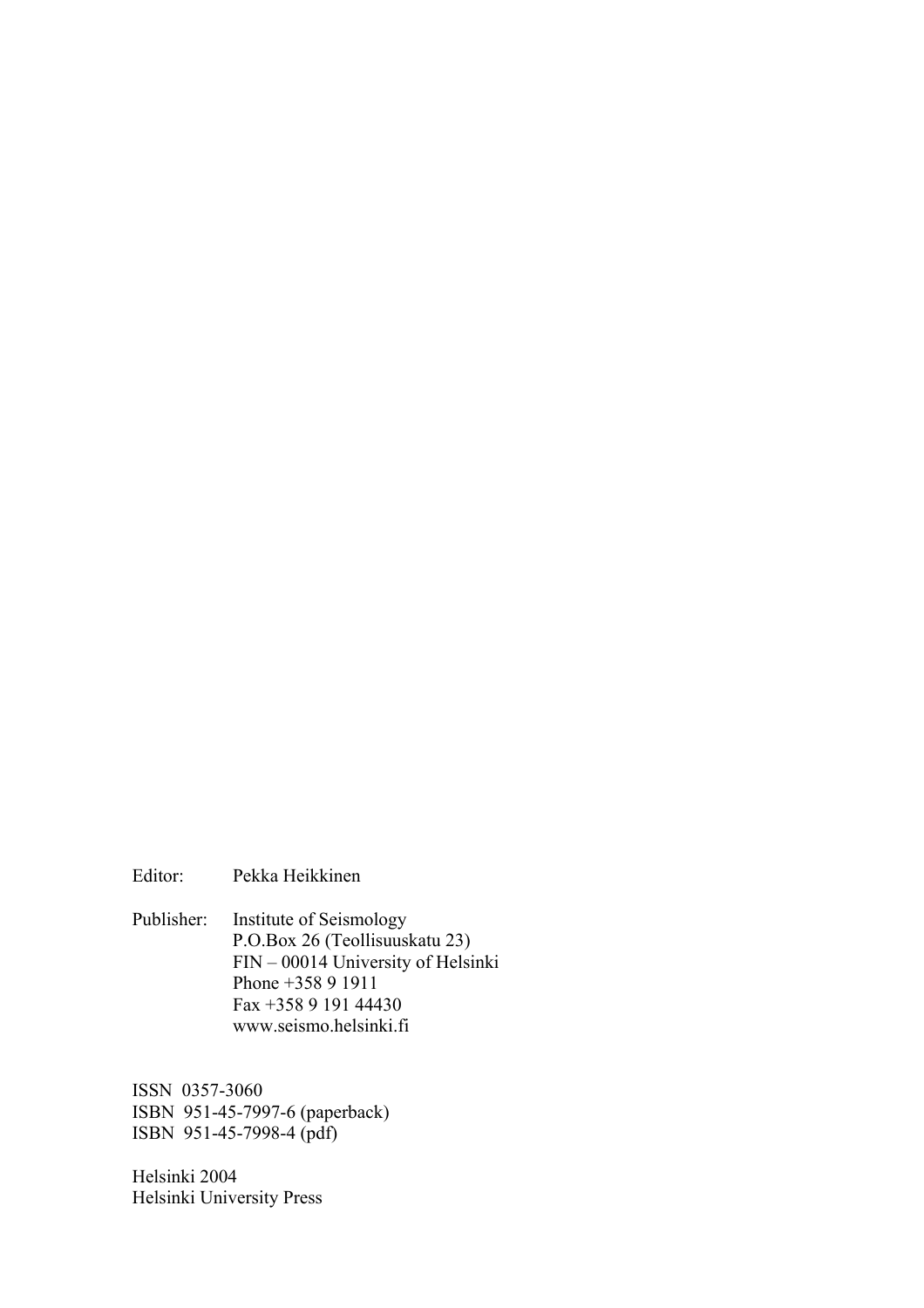Editor: Pekka Heikkinen

Publisher: Institute of Seismology
P.O.Box 26 (Teollisuuskatu 23)
FIN – 00014 University of Helsinki
Phone +358 9 1911
Fax +358 9 191 44430
www.seismo.helsinki.fi

ISSN 0357-3060
ISBN 951-45-7997-6 (paperback)
ISBN 951-45-7998-4 (pdf)

Helsinki 2004
Helsinki University Press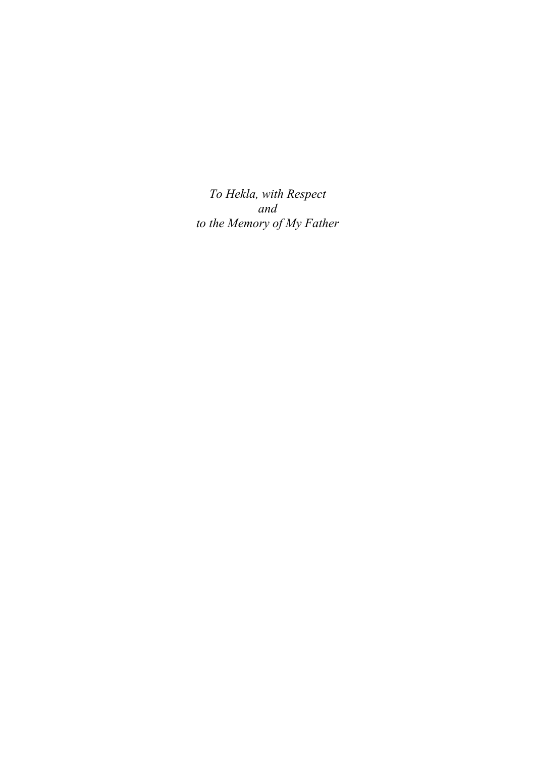*To Hekla, with Respect*
*and*
*to the Memory of My Father*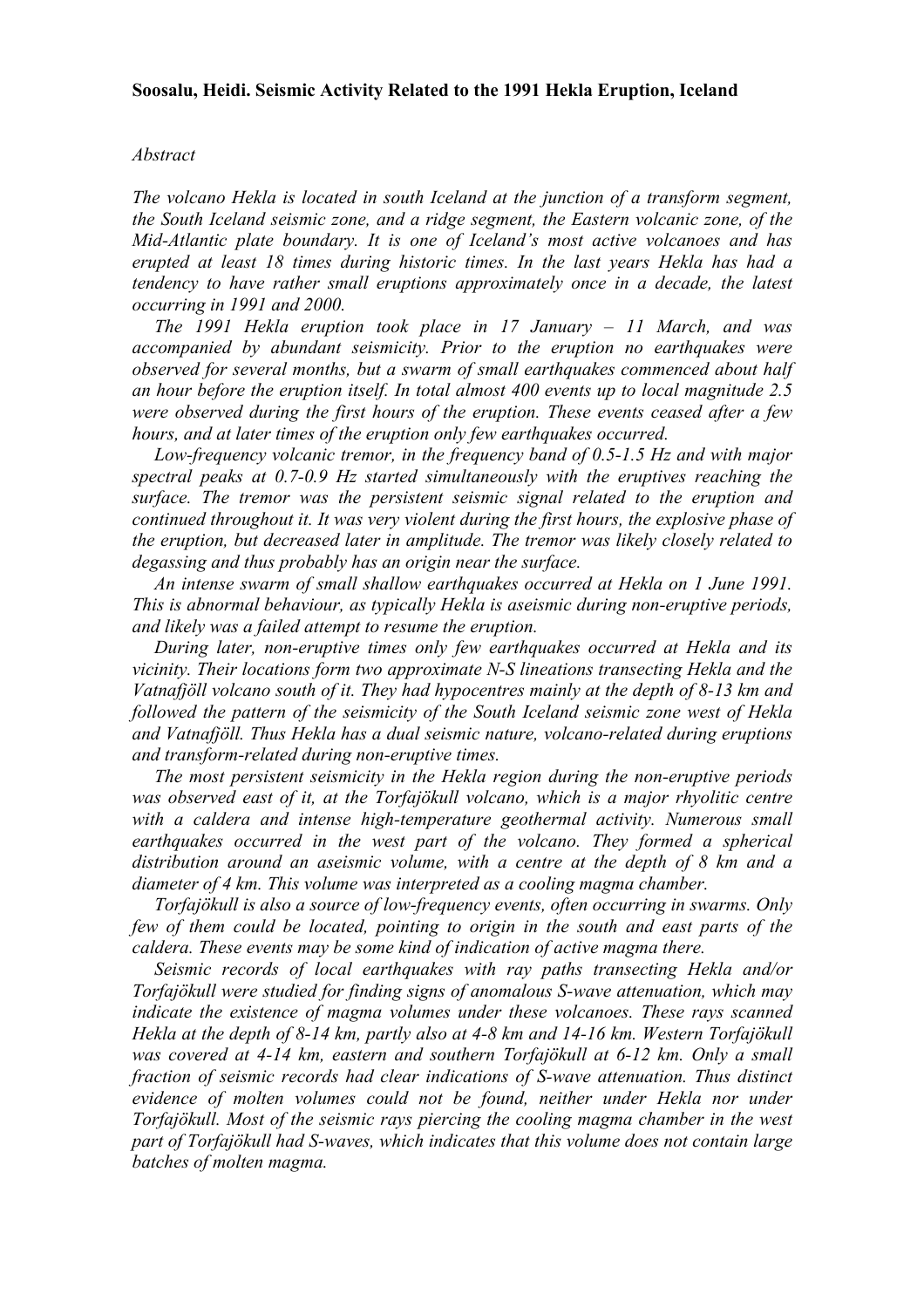**Soosalu, Heidi. Seismic Activity Related to the 1991 Hekla Eruption, Iceland**

*Abstract*

*The volcano Hekla is located in south Iceland at the junction of a transform segment, the South Iceland seismic zone, and a ridge segment, the Eastern volcanic zone, of the Mid-Atlantic plate boundary. It is one of Iceland's most active volcanoes and has erupted at least 18 times during historic times. In the last years Hekla has had a tendency to have rather small eruptions approximately once in a decade, the latest occurring in 1991 and 2000.*

*The 1991 Hekla eruption took place in 17 January – 11 March, and was accompanied by abundant seismicity. Prior to the eruption no earthquakes were observed for several months, but a swarm of small earthquakes commenced about half an hour before the eruption itself. In total almost 400 events up to local magnitude 2.5 were observed during the first hours of the eruption. These events ceased after a few hours, and at later times of the eruption only few earthquakes occurred.*

*Low-frequency volcanic tremor, in the frequency band of 0.5-1.5 Hz and with major spectral peaks at 0.7-0.9 Hz started simultaneously with the eruptives reaching the surface. The tremor was the persistent seismic signal related to the eruption and continued throughout it. It was very violent during the first hours, the explosive phase of the eruption, but decreased later in amplitude. The tremor was likely closely related to degassing and thus probably has an origin near the surface.*

*An intense swarm of small shallow earthquakes occurred at Hekla on 1 June 1991. This is abnormal behaviour, as typically Hekla is aseismic during non-eruptive periods, and likely was a failed attempt to resume the eruption.*

*During later, non-eruptive times only few earthquakes occurred at Hekla and its vicinity. Their locations form two approximate N-S lineations transecting Hekla and the Vatnafjöll volcano south of it. They had hypocentres mainly at the depth of 8-13 km and followed the pattern of the seismicity of the South Iceland seismic zone west of Hekla and Vatnafjöll. Thus Hekla has a dual seismic nature, volcano-related during eruptions and transform-related during non-eruptive times.*

*The most persistent seismicity in the Hekla region during the non-eruptive periods was observed east of it, at the Torfajökull volcano, which is a major rhyolitic centre with a caldera and intense high-temperature geothermal activity. Numerous small earthquakes occurred in the west part of the volcano. They formed a spherical distribution around an aseismic volume, with a centre at the depth of 8 km and a diameter of 4 km. This volume was interpreted as a cooling magma chamber.*

*Torfajökull is also a source of low-frequency events, often occurring in swarms. Only few of them could be located, pointing to origin in the south and east parts of the caldera. These events may be some kind of indication of active magma there.*

*Seismic records of local earthquakes with ray paths transecting Hekla and/or Torfajökull were studied for finding signs of anomalous S-wave attenuation, which may indicate the existence of magma volumes under these volcanoes. These rays scanned Hekla at the depth of 8-14 km, partly also at 4-8 km and 14-16 km. Western Torfajökull was covered at 4-14 km, eastern and southern Torfajökull at 6-12 km. Only a small fraction of seismic records had clear indications of S-wave attenuation. Thus distinct evidence of molten volumes could not be found, neither under Hekla nor under Torfajökull. Most of the seismic rays piercing the cooling magma chamber in the west part of Torfajökull had S-waves, which indicates that this volume does not contain large batches of molten magma.*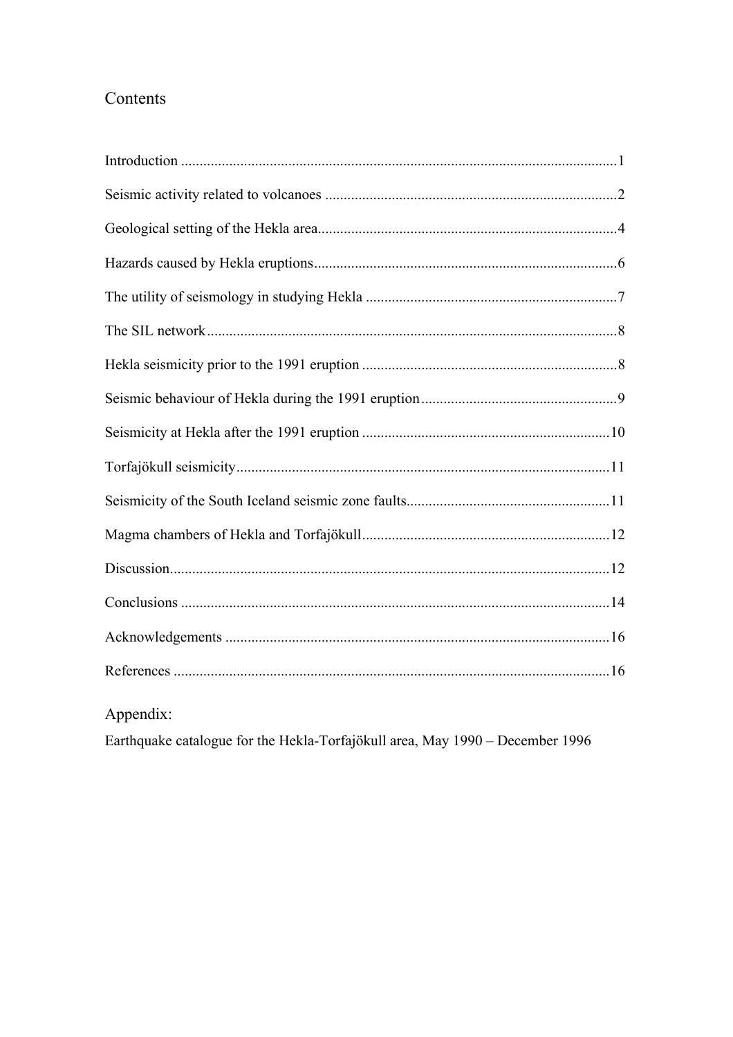# Contents

Introduction ....................................................................................................................1

Seismic activity related to volcanoes ..............................................................................2

Geological setting of the Hekla area................................................................................4

Hazards caused by Hekla eruptions.................................................................................6

The utility of seismology in studying Hekla ....................................................................7

The SIL network.............................................................................................................8

Hekla seismicity prior to the 1991 eruption .....................................................................8

Seismic behaviour of Hekla during the 1991 eruption.....................................................9

Seismicity at Hekla after the 1991 eruption ..................................................................10

Torfajökull seismicity....................................................................................................11

Seismicity of the South Iceland seismic zone faults.......................................................11

Magma chambers of Hekla and Torfajökull...................................................................12

Discussion.....................................................................................................................12

Conclusions ..................................................................................................................14

Acknowledgements .......................................................................................................16

References .....................................................................................................................16

## Appendix:

Earthquake catalogue for the Hekla-Torfajökull area, May 1990 – December 1996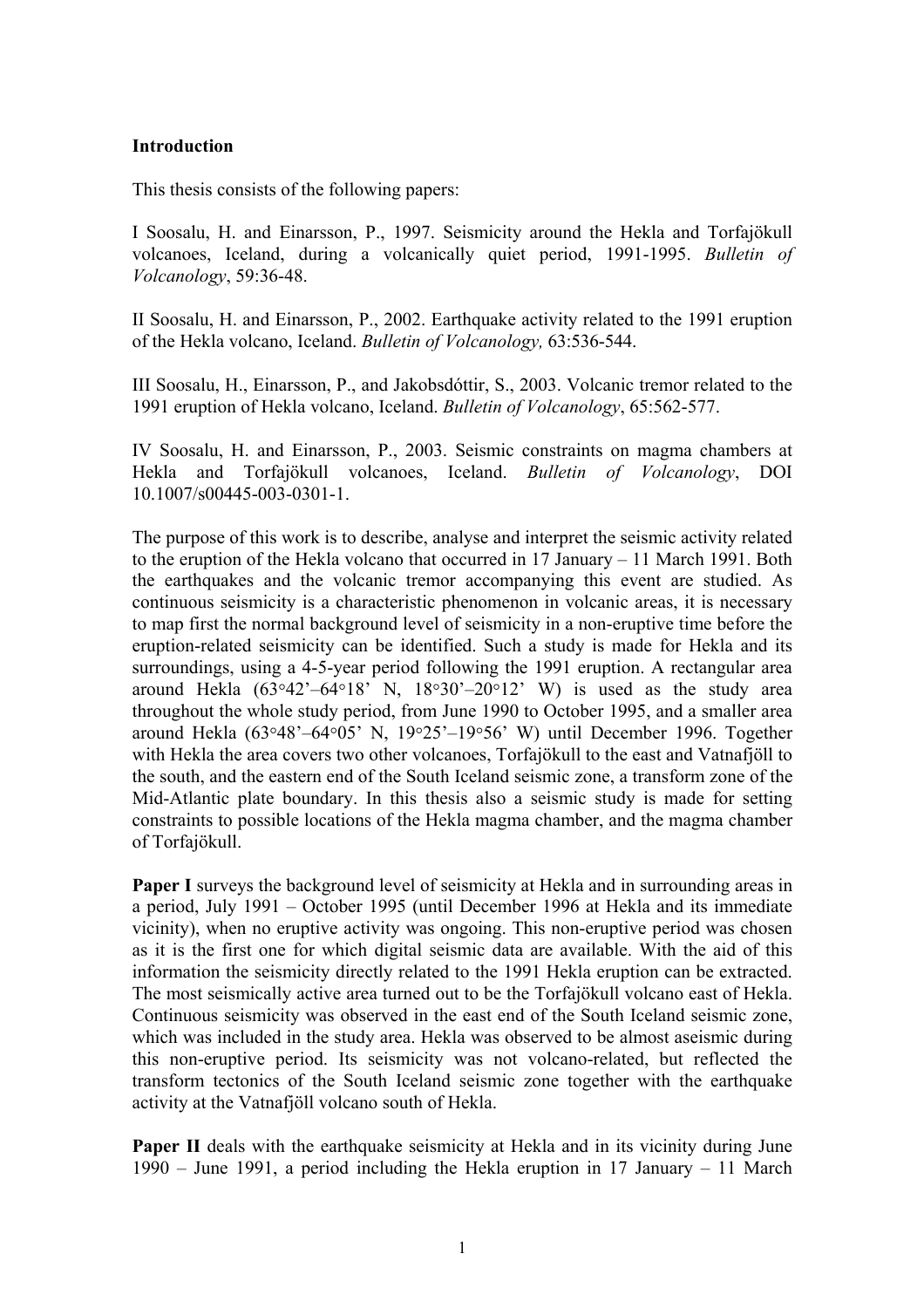## Introduction

This thesis consists of the following papers:

I Soosalu, H. and Einarsson, P., 1997. Seismicity around the Hekla and Torfajökull volcanoes, Iceland, during a volcanically quiet period, 1991-1995. *Bulletin of Volcanology*, 59:36-48.

II Soosalu, H. and Einarsson, P., 2002. Earthquake activity related to the 1991 eruption of the Hekla volcano, Iceland. *Bulletin of Volcanology,* 63:536-544.

III Soosalu, H., Einarsson, P., and Jakobsdóttir, S., 2003. Volcanic tremor related to the 1991 eruption of Hekla volcano, Iceland. *Bulletin of Volcanology*, 65:562-577.

IV Soosalu, H. and Einarsson, P., 2003. Seismic constraints on magma chambers at Hekla and Torfajökull volcanoes, Iceland. *Bulletin of Volcanology*, DOI 10.1007/s00445-003-0301-1.

The purpose of this work is to describe, analyse and interpret the seismic activity related to the eruption of the Hekla volcano that occurred in 17 January – 11 March 1991. Both the earthquakes and the volcanic tremor accompanying this event are studied. As continuous seismicity is a characteristic phenomenon in volcanic areas, it is necessary to map first the normal background level of seismicity in a non-eruptive time before the eruption-related seismicity can be identified. Such a study is made for Hekla and its surroundings, using a 4-5-year period following the 1991 eruption. A rectangular area around Hekla (63°42'–64°18' N, 18°30'–20°12' W) is used as the study area throughout the whole study period, from June 1990 to October 1995, and a smaller area around Hekla (63°48'–64°05' N, 19°25'–19°56' W) until December 1996. Together with Hekla the area covers two other volcanoes, Torfajökull to the east and Vatnafjöll to the south, and the eastern end of the South Iceland seismic zone, a transform zone of the Mid-Atlantic plate boundary. In this thesis also a seismic study is made for setting constraints to possible locations of the Hekla magma chamber, and the magma chamber of Torfajökull.

**Paper I** surveys the background level of seismicity at Hekla and in surrounding areas in a period, July 1991 – October 1995 (until December 1996 at Hekla and its immediate vicinity), when no eruptive activity was ongoing. This non-eruptive period was chosen as it is the first one for which digital seismic data are available. With the aid of this information the seismicity directly related to the 1991 Hekla eruption can be extracted. The most seismically active area turned out to be the Torfajökull volcano east of Hekla. Continuous seismicity was observed in the east end of the South Iceland seismic zone, which was included in the study area. Hekla was observed to be almost aseismic during this non-eruptive period. Its seismicity was not volcano-related, but reflected the transform tectonics of the South Iceland seismic zone together with the earthquake activity at the Vatnafjöll volcano south of Hekla.

**Paper II** deals with the earthquake seismicity at Hekla and in its vicinity during June 1990 – June 1991, a period including the Hekla eruption in 17 January – 11 March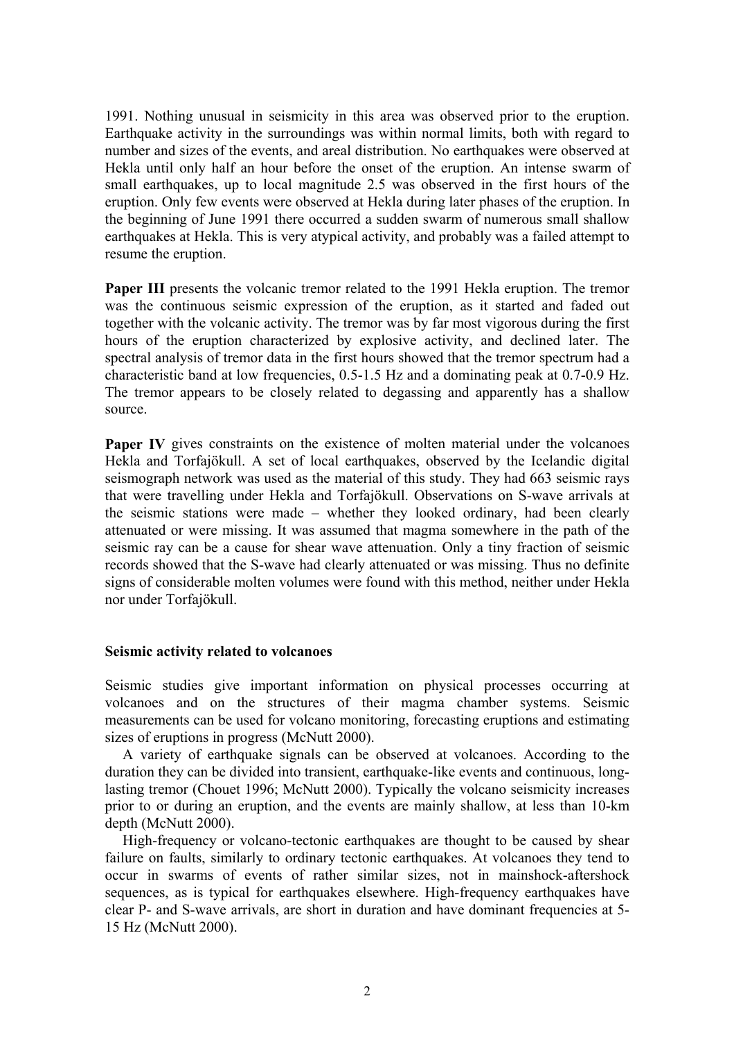1991. Nothing unusual in seismicity in this area was observed prior to the eruption. Earthquake activity in the surroundings was within normal limits, both with regard to number and sizes of the events, and areal distribution. No earthquakes were observed at Hekla until only half an hour before the onset of the eruption. An intense swarm of small earthquakes, up to local magnitude 2.5 was observed in the first hours of the eruption. Only few events were observed at Hekla during later phases of the eruption. In the beginning of June 1991 there occurred a sudden swarm of numerous small shallow earthquakes at Hekla. This is very atypical activity, and probably was a failed attempt to resume the eruption.

**Paper III** presents the volcanic tremor related to the 1991 Hekla eruption. The tremor was the continuous seismic expression of the eruption, as it started and faded out together with the volcanic activity. The tremor was by far most vigorous during the first hours of the eruption characterized by explosive activity, and declined later. The spectral analysis of tremor data in the first hours showed that the tremor spectrum had a characteristic band at low frequencies, 0.5-1.5 Hz and a dominating peak at 0.7-0.9 Hz. The tremor appears to be closely related to degassing and apparently has a shallow source.

**Paper IV** gives constraints on the existence of molten material under the volcanoes Hekla and Torfajökull. A set of local earthquakes, observed by the Icelandic digital seismograph network was used as the material of this study. They had 663 seismic rays that were travelling under Hekla and Torfajökull. Observations on S-wave arrivals at the seismic stations were made – whether they looked ordinary, had been clearly attenuated or were missing. It was assumed that magma somewhere in the path of the seismic ray can be a cause for shear wave attenuation. Only a tiny fraction of seismic records showed that the S-wave had clearly attenuated or was missing. Thus no definite signs of considerable molten volumes were found with this method, neither under Hekla nor under Torfajökull.

## Seismic activity related to volcanoes

Seismic studies give important information on physical processes occurring at volcanoes and on the structures of their magma chamber systems. Seismic measurements can be used for volcano monitoring, forecasting eruptions and estimating sizes of eruptions in progress (McNutt 2000).

A variety of earthquake signals can be observed at volcanoes. According to the duration they can be divided into transient, earthquake-like events and continuous, long-lasting tremor (Chouet 1996; McNutt 2000). Typically the volcano seismicity increases prior to or during an eruption, and the events are mainly shallow, at less than 10-km depth (McNutt 2000).

High-frequency or volcano-tectonic earthquakes are thought to be caused by shear failure on faults, similarly to ordinary tectonic earthquakes. At volcanoes they tend to occur in swarms of events of rather similar sizes, not in mainshock-aftershock sequences, as is typical for earthquakes elsewhere. High-frequency earthquakes have clear P- and S-wave arrivals, are short in duration and have dominant frequencies at 5-15 Hz (McNutt 2000).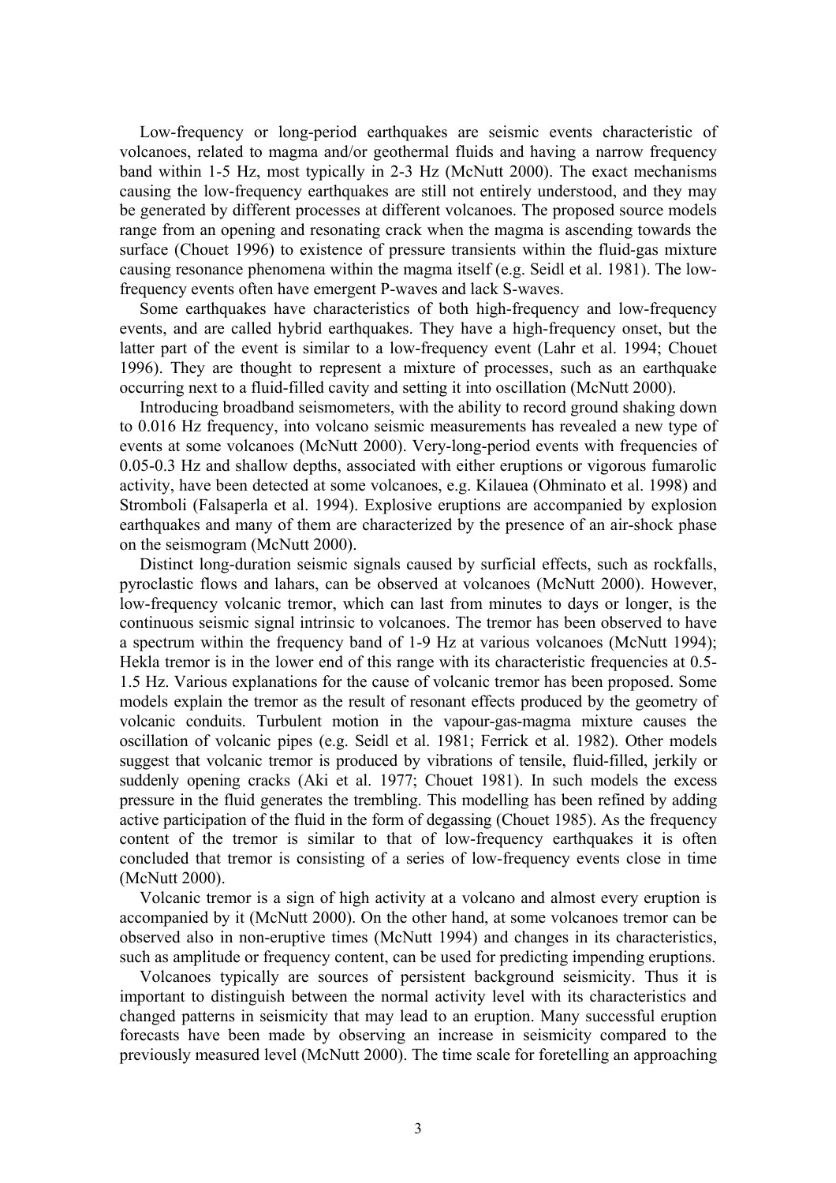Low-frequency or long-period earthquakes are seismic events characteristic of volcanoes, related to magma and/or geothermal fluids and having a narrow frequency band within 1-5 Hz, most typically in 2-3 Hz (McNutt 2000). The exact mechanisms causing the low-frequency earthquakes are still not entirely understood, and they may be generated by different processes at different volcanoes. The proposed source models range from an opening and resonating crack when the magma is ascending towards the surface (Chouet 1996) to existence of pressure transients within the fluid-gas mixture causing resonance phenomena within the magma itself (e.g. Seidl et al. 1981). The low-frequency events often have emergent P-waves and lack S-waves.

Some earthquakes have characteristics of both high-frequency and low-frequency events, and are called hybrid earthquakes. They have a high-frequency onset, but the latter part of the event is similar to a low-frequency event (Lahr et al. 1994; Chouet 1996). They are thought to represent a mixture of processes, such as an earthquake occurring next to a fluid-filled cavity and setting it into oscillation (McNutt 2000).

Introducing broadband seismometers, with the ability to record ground shaking down to 0.016 Hz frequency, into volcano seismic measurements has revealed a new type of events at some volcanoes (McNutt 2000). Very-long-period events with frequencies of 0.05-0.3 Hz and shallow depths, associated with either eruptions or vigorous fumarolic activity, have been detected at some volcanoes, e.g. Kilauea (Ohminato et al. 1998) and Stromboli (Falsaperla et al. 1994). Explosive eruptions are accompanied by explosion earthquakes and many of them are characterized by the presence of an air-shock phase on the seismogram (McNutt 2000).

Distinct long-duration seismic signals caused by surficial effects, such as rockfalls, pyroclastic flows and lahars, can be observed at volcanoes (McNutt 2000). However, low-frequency volcanic tremor, which can last from minutes to days or longer, is the continuous seismic signal intrinsic to volcanoes. The tremor has been observed to have a spectrum within the frequency band of 1-9 Hz at various volcanoes (McNutt 1994); Hekla tremor is in the lower end of this range with its characteristic frequencies at 0.5-1.5 Hz. Various explanations for the cause of volcanic tremor has been proposed. Some models explain the tremor as the result of resonant effects produced by the geometry of volcanic conduits. Turbulent motion in the vapour-gas-magma mixture causes the oscillation of volcanic pipes (e.g. Seidl et al. 1981; Ferrick et al. 1982). Other models suggest that volcanic tremor is produced by vibrations of tensile, fluid-filled, jerkily or suddenly opening cracks (Aki et al. 1977; Chouet 1981). In such models the excess pressure in the fluid generates the trembling. This modelling has been refined by adding active participation of the fluid in the form of degassing (Chouet 1985). As the frequency content of the tremor is similar to that of low-frequency earthquakes it is often concluded that tremor is consisting of a series of low-frequency events close in time (McNutt 2000).

Volcanic tremor is a sign of high activity at a volcano and almost every eruption is accompanied by it (McNutt 2000). On the other hand, at some volcanoes tremor can be observed also in non-eruptive times (McNutt 1994) and changes in its characteristics, such as amplitude or frequency content, can be used for predicting impending eruptions.

Volcanoes typically are sources of persistent background seismicity. Thus it is important to distinguish between the normal activity level with its characteristics and changed patterns in seismicity that may lead to an eruption. Many successful eruption forecasts have been made by observing an increase in seismicity compared to the previously measured level (McNutt 2000). The time scale for foretelling an approaching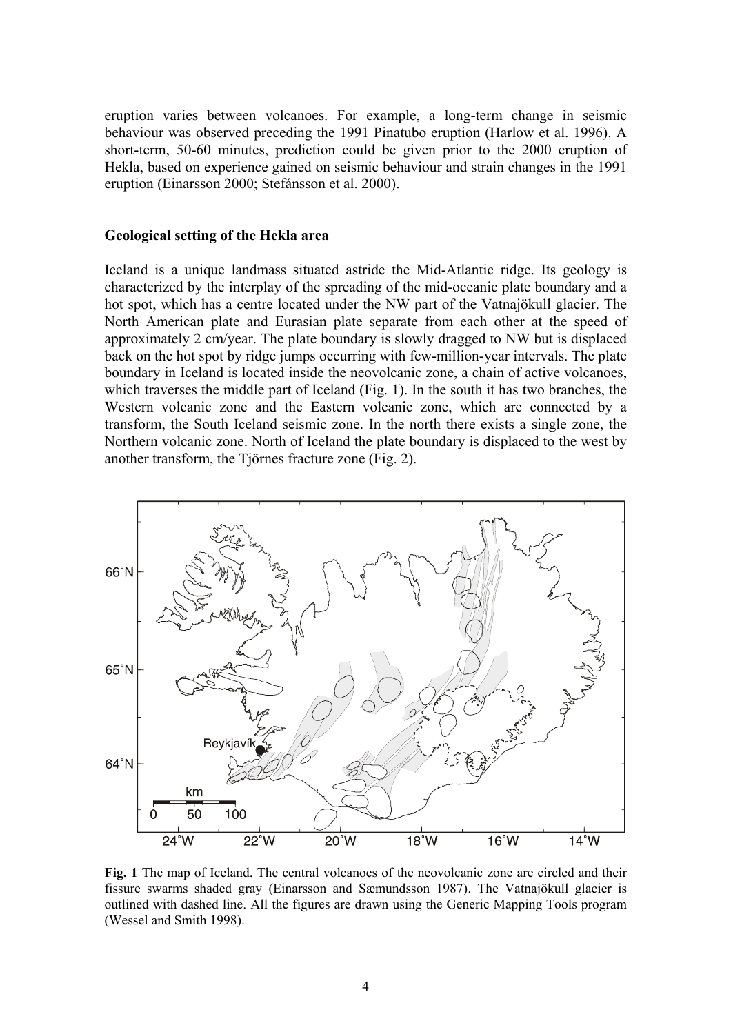eruption varies between volcanoes. For example, a long-term change in seismic behaviour was observed preceding the 1991 Pinatubo eruption (Harlow et al. 1996). A short-term, 50-60 minutes, prediction could be given prior to the 2000 eruption of Hekla, based on experience gained on seismic behaviour and strain changes in the 1991 eruption (Einarsson 2000; Stefánsson et al. 2000).

## Geological setting of the Hekla area

Iceland is a unique landmass situated astride the Mid-Atlantic ridge. Its geology is characterized by the interplay of the spreading of the mid-oceanic plate boundary and a hot spot, which has a centre located under the NW part of the Vatnajökull glacier. The North American plate and Eurasian plate separate from each other at the speed of approximately 2 cm/year. The plate boundary is slowly dragged to NW but is displaced back on the hot spot by ridge jumps occurring with few-million-year intervals. The plate boundary in Iceland is located inside the neovolcanic zone, a chain of active volcanoes, which traverses the middle part of Iceland (Fig. 1). In the south it has two branches, the Western volcanic zone and the Eastern volcanic zone, which are connected by a transform, the South Iceland seismic zone. In the north there exists a single zone, the Northern volcanic zone. North of Iceland the plate boundary is displaced to the west by another transform, the Tjörnes fracture zone (Fig. 2).

**Fig. 1** The map of Iceland. The central volcanoes of the neovolcanic zone are circled and their fissure swarms shaded gray (Einarsson and Sæmundsson 1987). The Vatnajökull glacier is outlined with dashed line. All the figures are drawn using the Generic Mapping Tools program (Wessel and Smith 1998).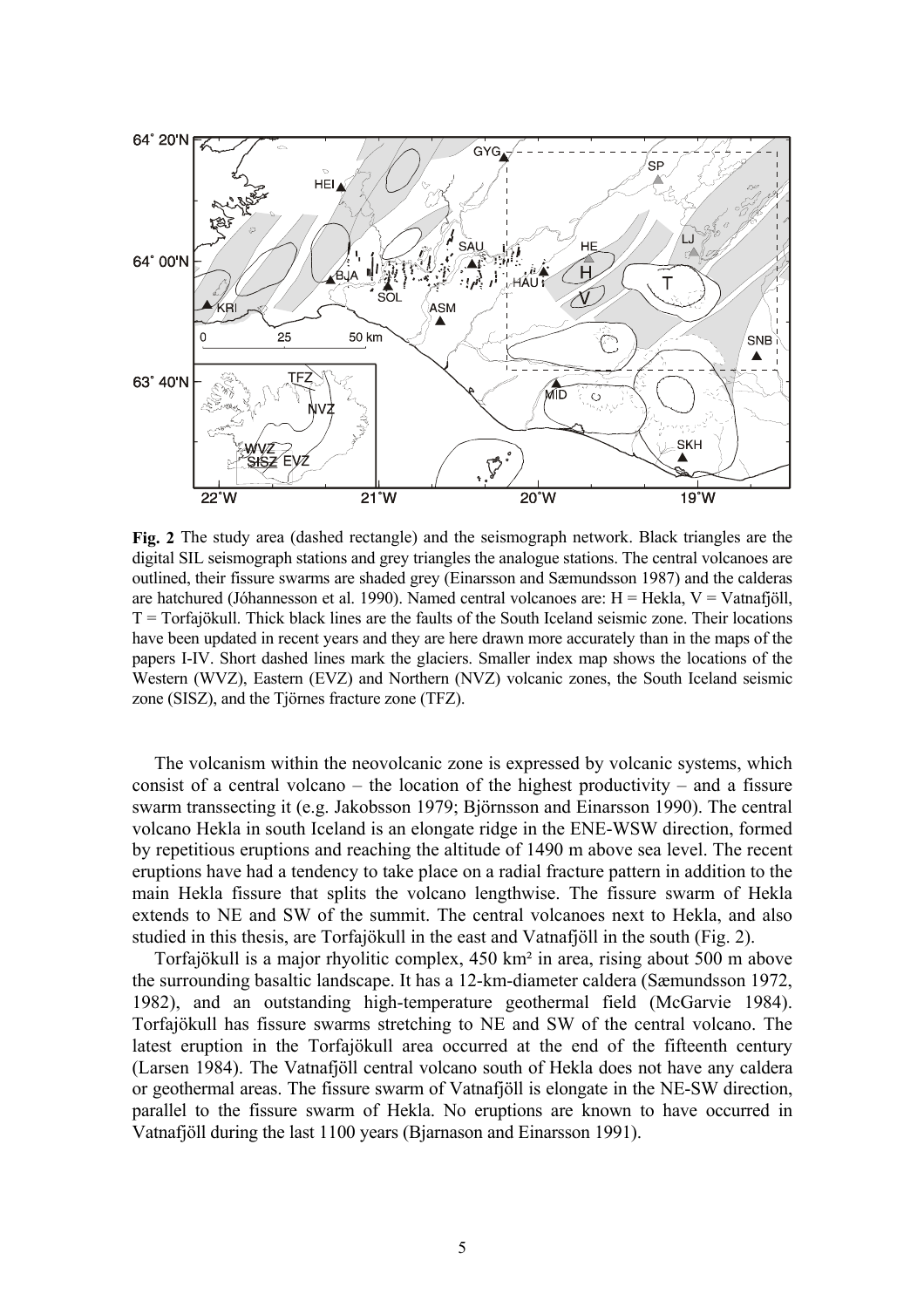**Fig. 2** The study area (dashed rectangle) and the seismograph network. Black triangles are the digital SIL seismograph stations and grey triangles the analogue stations. The central volcanoes are outlined, their fissure swarms are shaded grey (Einarsson and Sæmundsson 1987) and the calderas are hatchured (Jóhannesson et al. 1990). Named central volcanoes are: H = Hekla, V = Vatnafjöll, T = Torfajökull. Thick black lines are the faults of the South Iceland seismic zone. Their locations have been updated in recent years and they are here drawn more accurately than in the maps of the papers I-IV. Short dashed lines mark the glaciers. Smaller index map shows the locations of the Western (WVZ), Eastern (EVZ) and Northern (NVZ) volcanic zones, the South Iceland seismic zone (SISZ), and the Tjörnes fracture zone (TFZ).

The volcanism within the neovolcanic zone is expressed by volcanic systems, which consist of a central volcano – the location of the highest productivity – and a fissure swarm transsecting it (e.g. Jakobsson 1979; Björnsson and Einarsson 1990). The central volcano Hekla in south Iceland is an elongate ridge in the ENE-WSW direction, formed by repetitious eruptions and reaching the altitude of 1490 m above sea level. The recent eruptions have had a tendency to take place on a radial fracture pattern in addition to the main Hekla fissure that splits the volcano lengthwise. The fissure swarm of Hekla extends to NE and SW of the summit. The central volcanoes next to Hekla, and also studied in this thesis, are Torfajökull in the east and Vatnafjöll in the south (Fig. 2).

Torfajökull is a major rhyolitic complex, 450 km² in area, rising about 500 m above the surrounding basaltic landscape. It has a 12-km-diameter caldera (Sæmundsson 1972, 1982), and an outstanding high-temperature geothermal field (McGarvie 1984). Torfajökull has fissure swarms stretching to NE and SW of the central volcano. The latest eruption in the Torfajökull area occurred at the end of the fifteenth century (Larsen 1984). The Vatnafjöll central volcano south of Hekla does not have any caldera or geothermal areas. The fissure swarm of Vatnafjöll is elongate in the NE-SW direction, parallel to the fissure swarm of Hekla. No eruptions are known to have occurred in Vatnafjöll during the last 1100 years (Bjarnason and Einarsson 1991).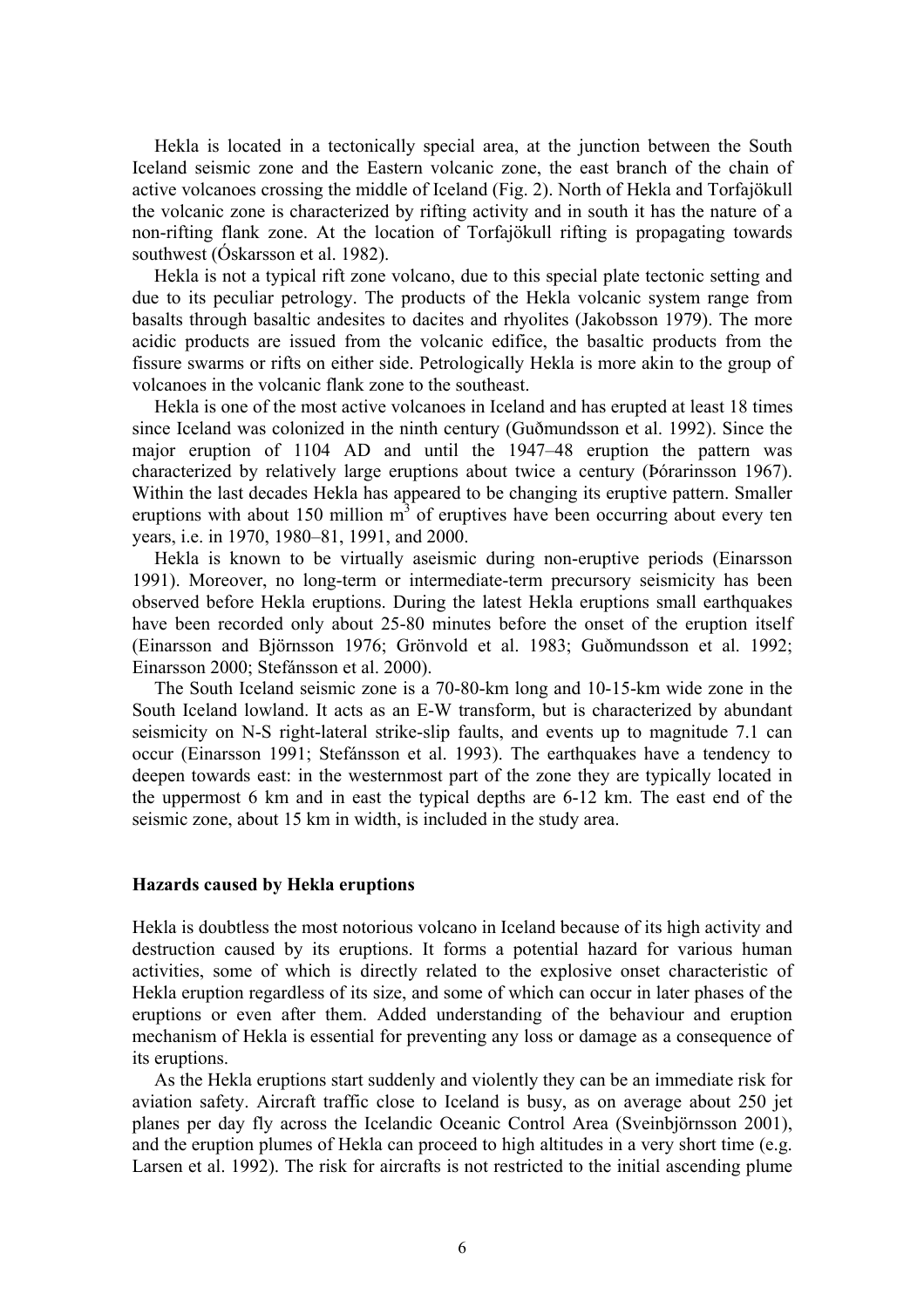Hekla is located in a tectonically special area, at the junction between the South Iceland seismic zone and the Eastern volcanic zone, the east branch of the chain of active volcanoes crossing the middle of Iceland (Fig. 2). North of Hekla and Torfajökull the volcanic zone is characterized by rifting activity and in south it has the nature of a non-rifting flank zone. At the location of Torfajökull rifting is propagating towards southwest (Óskarsson et al. 1982).

Hekla is not a typical rift zone volcano, due to this special plate tectonic setting and due to its peculiar petrology. The products of the Hekla volcanic system range from basalts through basaltic andesites to dacites and rhyolites (Jakobsson 1979). The more acidic products are issued from the volcanic edifice, the basaltic products from the fissure swarms or rifts on either side. Petrologically Hekla is more akin to the group of volcanoes in the volcanic flank zone to the southeast.

Hekla is one of the most active volcanoes in Iceland and has erupted at least 18 times since Iceland was colonized in the ninth century (Guðmundsson et al. 1992). Since the major eruption of 1104 AD and until the 1947–48 eruption the pattern was characterized by relatively large eruptions about twice a century (Þórarinsson 1967). Within the last decades Hekla has appeared to be changing its eruptive pattern. Smaller eruptions with about 150 million $m^3$ of eruptives have been occurring about every ten years, i.e. in 1970, 1980–81, 1991, and 2000.

Hekla is known to be virtually aseismic during non-eruptive periods (Einarsson 1991). Moreover, no long-term or intermediate-term precursory seismicity has been observed before Hekla eruptions. During the latest Hekla eruptions small earthquakes have been recorded only about 25-80 minutes before the onset of the eruption itself (Einarsson and Björnsson 1976; Grönvold et al. 1983; Guðmundsson et al. 1992; Einarsson 2000; Stefánsson et al. 2000).

The South Iceland seismic zone is a 70-80-km long and 10-15-km wide zone in the South Iceland lowland. It acts as an E-W transform, but is characterized by abundant seismicity on N-S right-lateral strike-slip faults, and events up to magnitude 7.1 can occur (Einarsson 1991; Stefánsson et al. 1993). The earthquakes have a tendency to deepen towards east: in the westernmost part of the zone they are typically located in the uppermost 6 km and in east the typical depths are 6-12 km. The east end of the seismic zone, about 15 km in width, is included in the study area.

### Hazards caused by Hekla eruptions

Hekla is doubtless the most notorious volcano in Iceland because of its high activity and destruction caused by its eruptions. It forms a potential hazard for various human activities, some of which is directly related to the explosive onset characteristic of Hekla eruption regardless of its size, and some of which can occur in later phases of the eruptions or even after them. Added understanding of the behaviour and eruption mechanism of Hekla is essential for preventing any loss or damage as a consequence of its eruptions.

As the Hekla eruptions start suddenly and violently they can be an immediate risk for aviation safety. Aircraft traffic close to Iceland is busy, as on average about 250 jet planes per day fly across the Icelandic Oceanic Control Area (Sveinbjörnsson 2001), and the eruption plumes of Hekla can proceed to high altitudes in a very short time (e.g. Larsen et al. 1992). The risk for aircrafts is not restricted to the initial ascending plume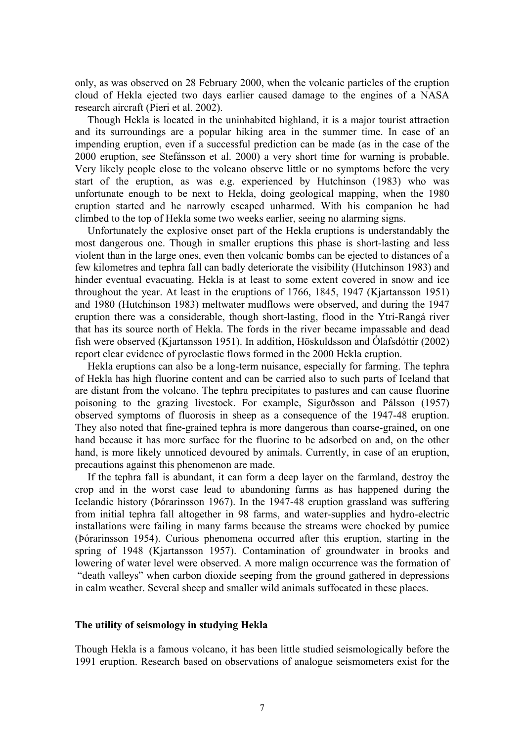only, as was observed on 28 February 2000, when the volcanic particles of the eruption cloud of Hekla ejected two days earlier caused damage to the engines of a NASA research aircraft (Pieri et al. 2002).

Though Hekla is located in the uninhabited highland, it is a major tourist attraction and its surroundings are a popular hiking area in the summer time. In case of an impending eruption, even if a successful prediction can be made (as in the case of the 2000 eruption, see Stefánsson et al. 2000) a very short time for warning is probable. Very likely people close to the volcano observe little or no symptoms before the very start of the eruption, as was e.g. experienced by Hutchinson (1983) who was unfortunate enough to be next to Hekla, doing geological mapping, when the 1980 eruption started and he narrowly escaped unharmed. With his companion he had climbed to the top of Hekla some two weeks earlier, seeing no alarming signs.

Unfortunately the explosive onset part of the Hekla eruptions is understandably the most dangerous one. Though in smaller eruptions this phase is short-lasting and less violent than in the large ones, even then volcanic bombs can be ejected to distances of a few kilometres and tephra fall can badly deteriorate the visibility (Hutchinson 1983) and hinder eventual evacuating. Hekla is at least to some extent covered in snow and ice throughout the year. At least in the eruptions of 1766, 1845, 1947 (Kjartansson 1951) and 1980 (Hutchinson 1983) meltwater mudflows were observed, and during the 1947 eruption there was a considerable, though short-lasting, flood in the Ytri-Rangá river that has its source north of Hekla. The fords in the river became impassable and dead fish were observed (Kjartansson 1951). In addition, Höskuldsson and Ólafsdóttir (2002) report clear evidence of pyroclastic flows formed in the 2000 Hekla eruption.

Hekla eruptions can also be a long-term nuisance, especially for farming. The tephra of Hekla has high fluorine content and can be carried also to such parts of Iceland that are distant from the volcano. The tephra precipitates to pastures and can cause fluorine poisoning to the grazing livestock. For example, Sigurðsson and Pálsson (1957) observed symptoms of fluorosis in sheep as a consequence of the 1947-48 eruption. They also noted that fine-grained tephra is more dangerous than coarse-grained, on one hand because it has more surface for the fluorine to be adsorbed on and, on the other hand, is more likely unnoticed devoured by animals. Currently, in case of an eruption, precautions against this phenomenon are made.

If the tephra fall is abundant, it can form a deep layer on the farmland, destroy the crop and in the worst case lead to abandoning farms as has happened during the Icelandic history (Þórarinsson 1967). In the 1947-48 eruption grassland was suffering from initial tephra fall altogether in 98 farms, and water-supplies and hydro-electric installations were failing in many farms because the streams were chocked by pumice (Þórarinsson 1954). Curious phenomena occurred after this eruption, starting in the spring of 1948 (Kjartansson 1957). Contamination of groundwater in brooks and lowering of water level were observed. A more malign occurrence was the formation of "death valleys" when carbon dioxide seeping from the ground gathered in depressions in calm weather. Several sheep and smaller wild animals suffocated in these places.

### The utility of seismology in studying Hekla

Though Hekla is a famous volcano, it has been little studied seismologically before the 1991 eruption. Research based on observations of analogue seismometers exist for the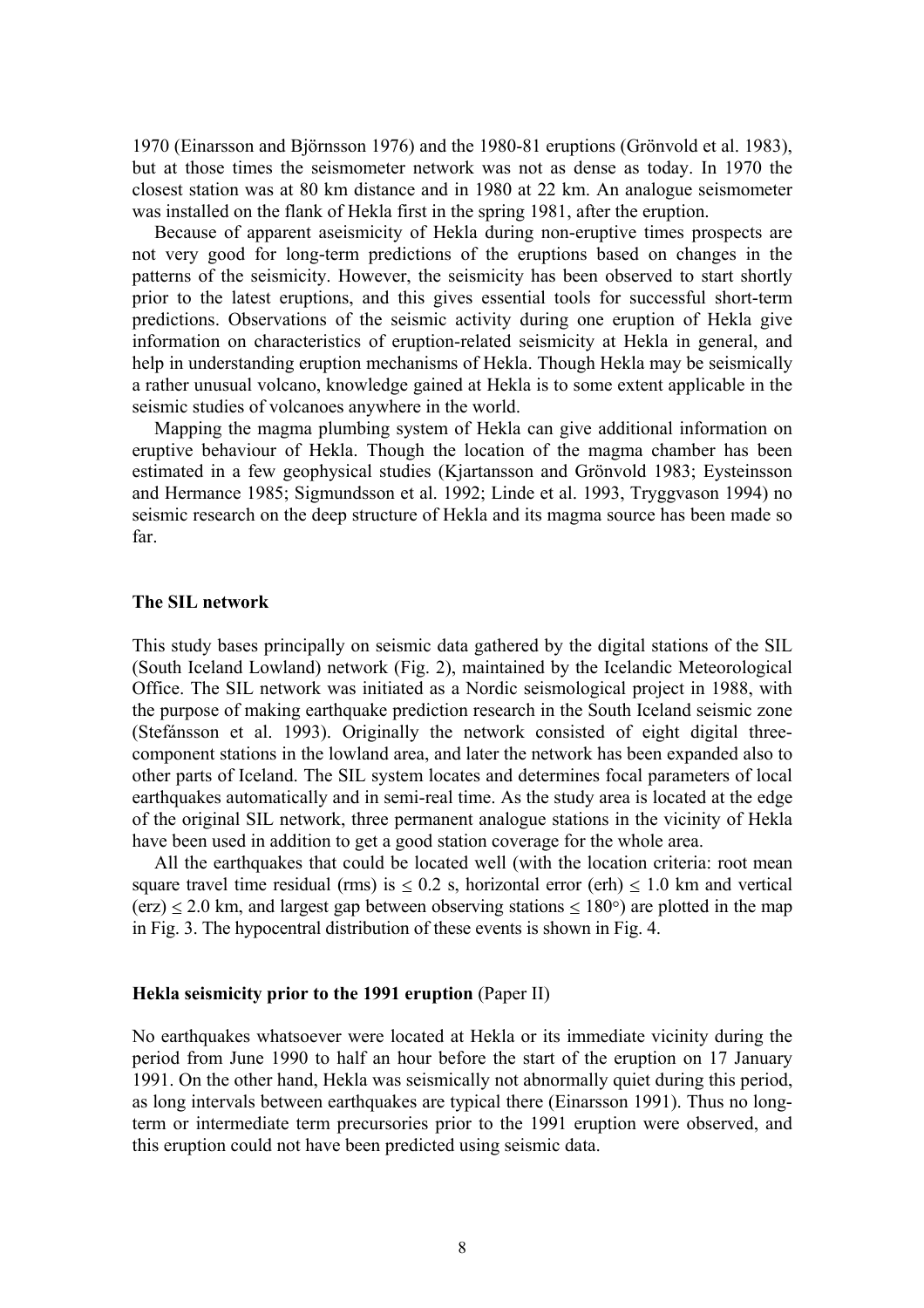1970 (Einarsson and Björnsson 1976) and the 1980-81 eruptions (Grönvold et al. 1983), but at those times the seismometer network was not as dense as today. In 1970 the closest station was at 80 km distance and in 1980 at 22 km. An analogue seismometer was installed on the flank of Hekla first in the spring 1981, after the eruption.

Because of apparent aseismicity of Hekla during non-eruptive times prospects are not very good for long-term predictions of the eruptions based on changes in the patterns of the seismicity. However, the seismicity has been observed to start shortly prior to the latest eruptions, and this gives essential tools for successful short-term predictions. Observations of the seismic activity during one eruption of Hekla give information on characteristics of eruption-related seismicity at Hekla in general, and help in understanding eruption mechanisms of Hekla. Though Hekla may be seismically a rather unusual volcano, knowledge gained at Hekla is to some extent applicable in the seismic studies of volcanoes anywhere in the world.

Mapping the magma plumbing system of Hekla can give additional information on eruptive behaviour of Hekla. Though the location of the magma chamber has been estimated in a few geophysical studies (Kjartansson and Grönvold 1983; Eysteinsson and Hermance 1985; Sigmundsson et al. 1992; Linde et al. 1993, Tryggvason 1994) no seismic research on the deep structure of Hekla and its magma source has been made so far.

### The SIL network

This study bases principally on seismic data gathered by the digital stations of the SIL (South Iceland Lowland) network (Fig. 2), maintained by the Icelandic Meteorological Office. The SIL network was initiated as a Nordic seismological project in 1988, with the purpose of making earthquake prediction research in the South Iceland seismic zone (Stefánsson et al. 1993). Originally the network consisted of eight digital three-component stations in the lowland area, and later the network has been expanded also to other parts of Iceland. The SIL system locates and determines focal parameters of local earthquakes automatically and in semi-real time. As the study area is located at the edge of the original SIL network, three permanent analogue stations in the vicinity of Hekla have been used in addition to get a good station coverage for the whole area.

All the earthquakes that could be located well (with the location criteria: root mean square travel time residual (rms) is $\leq 0.2$ s, horizontal error (erh) $\leq 1.0$ km and vertical (erz) $\leq 2.0$ km, and largest gap between observing stations $\leq 180°$) are plotted in the map in Fig. 3. The hypocentral distribution of these events is shown in Fig. 4.

### Hekla seismicity prior to the 1991 eruption (Paper II)

No earthquakes whatsoever were located at Hekla or its immediate vicinity during the period from June 1990 to half an hour before the start of the eruption on 17 January 1991. On the other hand, Hekla was seismically not abnormally quiet during this period, as long intervals between earthquakes are typical there (Einarsson 1991). Thus no long-term or intermediate term precursories prior to the 1991 eruption were observed, and this eruption could not have been predicted using seismic data.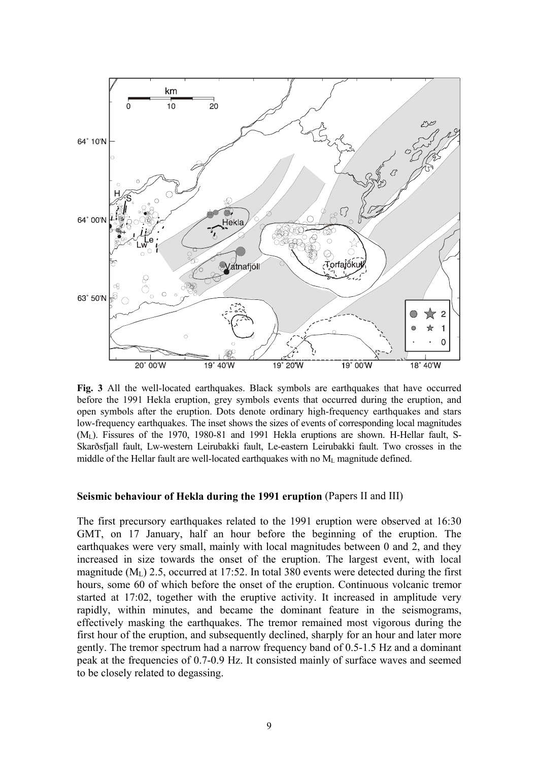**Fig. 3** All the well-located earthquakes. Black symbols are earthquakes that have occurred before the 1991 Hekla eruption, grey symbols events that occurred during the eruption, and open symbols after the eruption. Dots denote ordinary high-frequency earthquakes and stars low-frequency earthquakes. The inset shows the sizes of events of corresponding local magnitudes ($M_L$). Fissures of the 1970, 1980-81 and 1991 Hekla eruptions are shown. H-Hellar fault, S-Skarðsfjall fault, Lw-western Leirubakki fault, Le-eastern Leirubakki fault. Two crosses in the middle of the Hellar fault are well-located earthquakes with no $M_L$ magnitude defined.

**Seismic behaviour of Hekla during the 1991 eruption** (Papers II and III)

The first precursory earthquakes related to the 1991 eruption were observed at 16:30 GMT, on 17 January, half an hour before the beginning of the eruption. The earthquakes were very small, mainly with local magnitudes between 0 and 2, and they increased in size towards the onset of the eruption. The largest event, with local magnitude ($M_L$) 2.5, occurred at 17:52. In total 380 events were detected during the first hours, some 60 of which before the onset of the eruption. Continuous volcanic tremor started at 17:02, together with the eruptive activity. It increased in amplitude very rapidly, within minutes, and became the dominant feature in the seismograms, effectively masking the earthquakes. The tremor remained most vigorous during the first hour of the eruption, and subsequently declined, sharply for an hour and later more gently. The tremor spectrum had a narrow frequency band of 0.5-1.5 Hz and a dominant peak at the frequencies of 0.7-0.9 Hz. It consisted mainly of surface waves and seemed to be closely related to degassing.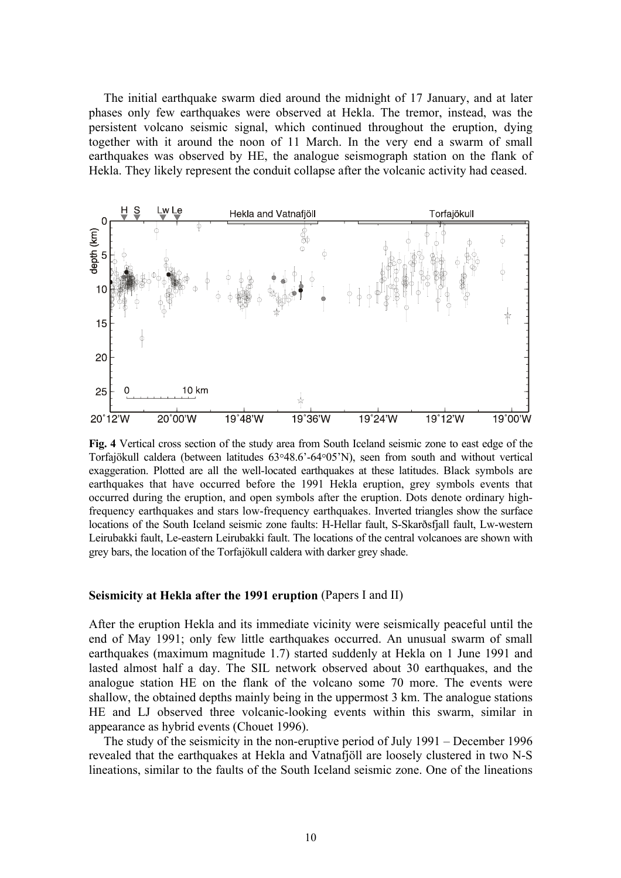The initial earthquake swarm died around the midnight of 17 January, and at later phases only few earthquakes were observed at Hekla. The tremor, instead, was the persistent volcano seismic signal, which continued throughout the eruption, dying together with it around the noon of 11 March. In the very end a swarm of small earthquakes was observed by HE, the analogue seismograph station on the flank of Hekla. They likely represent the conduit collapse after the volcanic activity had ceased.

**Fig. 4** Vertical cross section of the study area from South Iceland seismic zone to east edge of the Torfajökull caldera (between latitudes 63°48.6'-64°05'N), seen from south and without vertical exaggeration. Plotted are all the well-located earthquakes at these latitudes. Black symbols are earthquakes that have occurred before the 1991 Hekla eruption, grey symbols events that occurred during the eruption, and open symbols after the eruption. Dots denote ordinary high-frequency earthquakes and stars low-frequency earthquakes. Inverted triangles show the surface locations of the South Iceland seismic zone faults: H-Hellar fault, S-Skarðsfjall fault, Lw-western Leirubakki fault, Le-eastern Leirubakki fault. The locations of the central volcanoes are shown with grey bars, the location of the Torfajökull caldera with darker grey shade.

### Seismicity at Hekla after the 1991 eruption (Papers I and II)

After the eruption Hekla and its immediate vicinity were seismically peaceful until the end of May 1991; only few little earthquakes occurred. An unusual swarm of small earthquakes (maximum magnitude 1.7) started suddenly at Hekla on 1 June 1991 and lasted almost half a day. The SIL network observed about 30 earthquakes, and the analogue station HE on the flank of the volcano some 70 more. The events were shallow, the obtained depths mainly being in the uppermost 3 km. The analogue stations HE and LJ observed three volcanic-looking events within this swarm, similar in appearance as hybrid events (Chouet 1996).

The study of the seismicity in the non-eruptive period of July 1991 – December 1996 revealed that the earthquakes at Hekla and Vatnafjöll are loosely clustered in two N-S lineations, similar to the faults of the South Iceland seismic zone. One of the lineations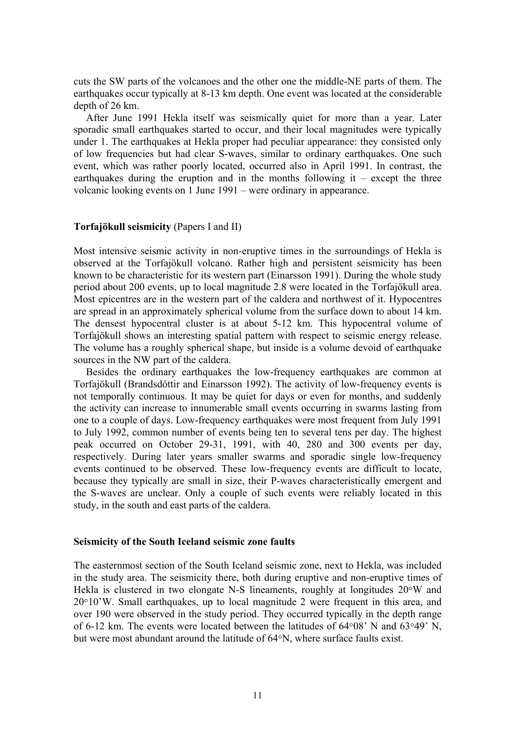cuts the SW parts of the volcanoes and the other one the middle-NE parts of them. The earthquakes occur typically at 8-13 km depth. One event was located at the considerable depth of 26 km.

After June 1991 Hekla itself was seismically quiet for more than a year. Later sporadic small earthquakes started to occur, and their local magnitudes were typically under 1. The earthquakes at Hekla proper had peculiar appearance: they consisted only of low frequencies but had clear S-waves, similar to ordinary earthquakes. One such event, which was rather poorly located, occurred also in April 1991. In contrast, the earthquakes during the eruption and in the months following it – except the three volcanic looking events on 1 June 1991 – were ordinary in appearance.

**Torfajökull seismicity** (Papers I and II)

Most intensive seismic activity in non-eruptive times in the surroundings of Hekla is observed at the Torfajökull volcano. Rather high and persistent seismicity has been known to be characteristic for its western part (Einarsson 1991). During the whole study period about 200 events, up to local magnitude 2.8 were located in the Torfajökull area. Most epicentres are in the western part of the caldera and northwest of it. Hypocentres are spread in an approximately spherical volume from the surface down to about 14 km. The densest hypocentral cluster is at about 5-12 km. This hypocentral volume of Torfajökull shows an interesting spatial pattern with respect to seismic energy release. The volume has a roughly spherical shape, but inside is a volume devoid of earthquake sources in the NW part of the caldera.

Besides the ordinary earthquakes the low-frequency earthquakes are common at Torfajökull (Brandsdóttir and Einarsson 1992). The activity of low-frequency events is not temporally continuous. It may be quiet for days or even for months, and suddenly the activity can increase to innumerable small events occurring in swarms lasting from one to a couple of days. Low-frequency earthquakes were most frequent from July 1991 to July 1992, common number of events being ten to several tens per day. The highest peak occurred on October 29-31, 1991, with 40, 280 and 300 events per day, respectively. During later years smaller swarms and sporadic single low-frequency events continued to be observed. These low-frequency events are difficult to locate, because they typically are small in size, their P-waves characteristically emergent and the S-waves are unclear. Only a couple of such events were reliably located in this study, in the south and east parts of the caldera.

**Seismicity of the South Iceland seismic zone faults**

The easternmost section of the South Iceland seismic zone, next to Hekla, was included in the study area. The seismicity there, both during eruptive and non-eruptive times of Hekla is clustered in two elongate N-S lineaments, roughly at longitudes 20°W and 20°10'W. Small earthquakes, up to local magnitude 2 were frequent in this area, and over 190 were observed in the study period. They occurred typically in the depth range of 6-12 km. The events were located between the latitudes of 64°08' N and 63°49' N, but were most abundant around the latitude of 64°N, where surface faults exist.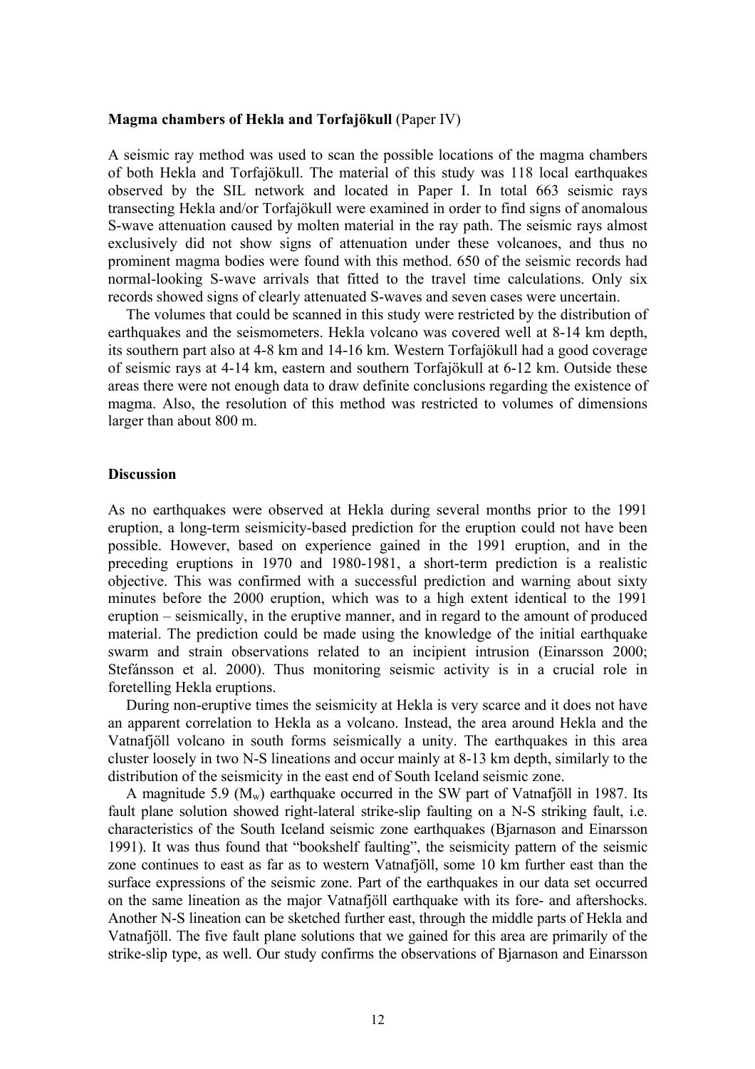**Magma chambers of Hekla and Torfajökull** (Paper IV)

A seismic ray method was used to scan the possible locations of the magma chambers of both Hekla and Torfajökull. The material of this study was 118 local earthquakes observed by the SIL network and located in Paper I. In total 663 seismic rays transecting Hekla and/or Torfajökull were examined in order to find signs of anomalous S-wave attenuation caused by molten material in the ray path. The seismic rays almost exclusively did not show signs of attenuation under these volcanoes, and thus no prominent magma bodies were found with this method. 650 of the seismic records had normal-looking S-wave arrivals that fitted to the travel time calculations. Only six records showed signs of clearly attenuated S-waves and seven cases were uncertain.

The volumes that could be scanned in this study were restricted by the distribution of earthquakes and the seismometers. Hekla volcano was covered well at 8-14 km depth, its southern part also at 4-8 km and 14-16 km. Western Torfajökull had a good coverage of seismic rays at 4-14 km, eastern and southern Torfajökull at 6-12 km. Outside these areas there were not enough data to draw definite conclusions regarding the existence of magma. Also, the resolution of this method was restricted to volumes of dimensions larger than about 800 m.

**Discussion**

As no earthquakes were observed at Hekla during several months prior to the 1991 eruption, a long-term seismicity-based prediction for the eruption could not have been possible. However, based on experience gained in the 1991 eruption, and in the preceding eruptions in 1970 and 1980-1981, a short-term prediction is a realistic objective. This was confirmed with a successful prediction and warning about sixty minutes before the 2000 eruption, which was to a high extent identical to the 1991 eruption – seismically, in the eruptive manner, and in regard to the amount of produced material. The prediction could be made using the knowledge of the initial earthquake swarm and strain observations related to an incipient intrusion (Einarsson 2000; Stefánsson et al. 2000). Thus monitoring seismic activity is in a crucial role in foretelling Hekla eruptions.

During non-eruptive times the seismicity at Hekla is very scarce and it does not have an apparent correlation to Hekla as a volcano. Instead, the area around Hekla and the Vatnafjöll volcano in south forms seismically a unity. The earthquakes in this area cluster loosely in two N-S lineations and occur mainly at 8-13 km depth, similarly to the distribution of the seismicity in the east end of South Iceland seismic zone.

A magnitude 5.9 ($M_w$) earthquake occurred in the SW part of Vatnafjöll in 1987. Its fault plane solution showed right-lateral strike-slip faulting on a N-S striking fault, i.e. characteristics of the South Iceland seismic zone earthquakes (Bjarnason and Einarsson 1991). It was thus found that "bookshelf faulting", the seismicity pattern of the seismic zone continues to east as far as to western Vatnafjöll, some 10 km further east than the surface expressions of the seismic zone. Part of the earthquakes in our data set occurred on the same lineation as the major Vatnafjöll earthquake with its fore- and aftershocks. Another N-S lineation can be sketched further east, through the middle parts of Hekla and Vatnafjöll. The five fault plane solutions that we gained for this area are primarily of the strike-slip type, as well. Our study confirms the observations of Bjarnason and Einarsson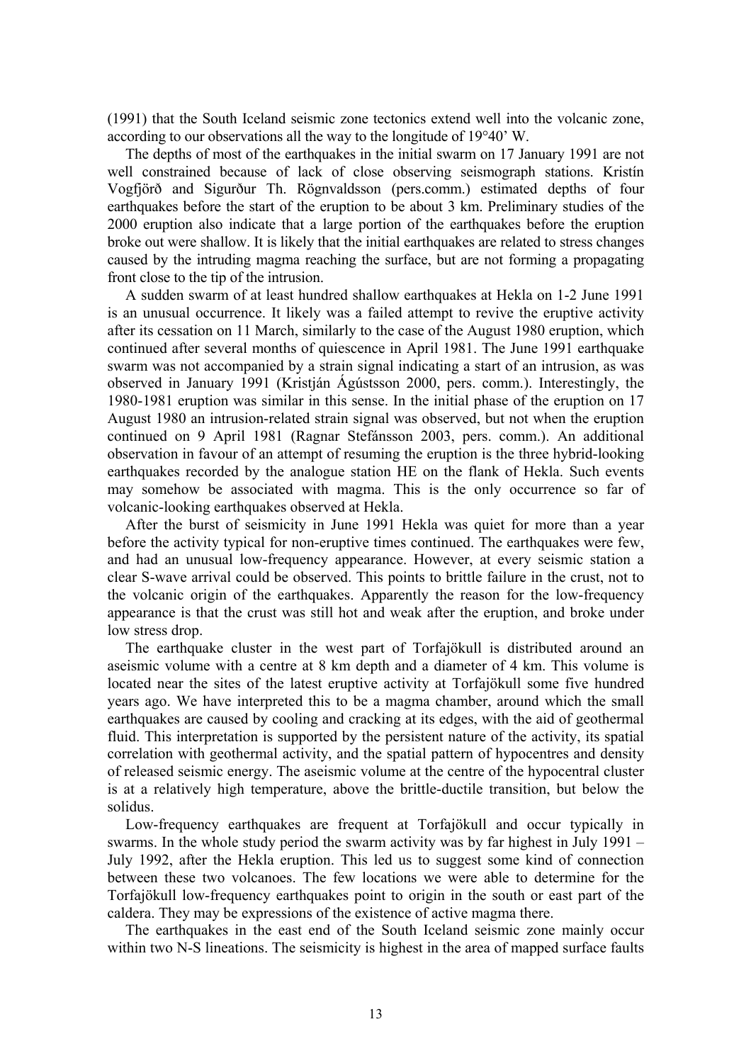(1991) that the South Iceland seismic zone tectonics extend well into the volcanic zone, according to our observations all the way to the longitude of 19°40' W.

The depths of most of the earthquakes in the initial swarm on 17 January 1991 are not well constrained because of lack of close observing seismograph stations. Kristín Vogfjörð and Sigurður Th. Rögnvaldsson (pers.comm.) estimated depths of four earthquakes before the start of the eruption to be about 3 km. Preliminary studies of the 2000 eruption also indicate that a large portion of the earthquakes before the eruption broke out were shallow. It is likely that the initial earthquakes are related to stress changes caused by the intruding magma reaching the surface, but are not forming a propagating front close to the tip of the intrusion.

A sudden swarm of at least hundred shallow earthquakes at Hekla on 1-2 June 1991 is an unusual occurrence. It likely was a failed attempt to revive the eruptive activity after its cessation on 11 March, similarly to the case of the August 1980 eruption, which continued after several months of quiescence in April 1981. The June 1991 earthquake swarm was not accompanied by a strain signal indicating a start of an intrusion, as was observed in January 1991 (Kristján Ágústsson 2000, pers. comm.). Interestingly, the 1980-1981 eruption was similar in this sense. In the initial phase of the eruption on 17 August 1980 an intrusion-related strain signal was observed, but not when the eruption continued on 9 April 1981 (Ragnar Stefánsson 2003, pers. comm.). An additional observation in favour of an attempt of resuming the eruption is the three hybrid-looking earthquakes recorded by the analogue station HE on the flank of Hekla. Such events may somehow be associated with magma. This is the only occurrence so far of volcanic-looking earthquakes observed at Hekla.

After the burst of seismicity in June 1991 Hekla was quiet for more than a year before the activity typical for non-eruptive times continued. The earthquakes were few, and had an unusual low-frequency appearance. However, at every seismic station a clear S-wave arrival could be observed. This points to brittle failure in the crust, not to the volcanic origin of the earthquakes. Apparently the reason for the low-frequency appearance is that the crust was still hot and weak after the eruption, and broke under low stress drop.

The earthquake cluster in the west part of Torfajökull is distributed around an aseismic volume with a centre at 8 km depth and a diameter of 4 km. This volume is located near the sites of the latest eruptive activity at Torfajökull some five hundred years ago. We have interpreted this to be a magma chamber, around which the small earthquakes are caused by cooling and cracking at its edges, with the aid of geothermal fluid. This interpretation is supported by the persistent nature of the activity, its spatial correlation with geothermal activity, and the spatial pattern of hypocentres and density of released seismic energy. The aseismic volume at the centre of the hypocentral cluster is at a relatively high temperature, above the brittle-ductile transition, but below the solidus.

Low-frequency earthquakes are frequent at Torfajökull and occur typically in swarms. In the whole study period the swarm activity was by far highest in July 1991 – July 1992, after the Hekla eruption. This led us to suggest some kind of connection between these two volcanoes. The few locations we were able to determine for the Torfajökull low-frequency earthquakes point to origin in the south or east part of the caldera. They may be expressions of the existence of active magma there.

The earthquakes in the east end of the South Iceland seismic zone mainly occur within two N-S lineations. The seismicity is highest in the area of mapped surface faults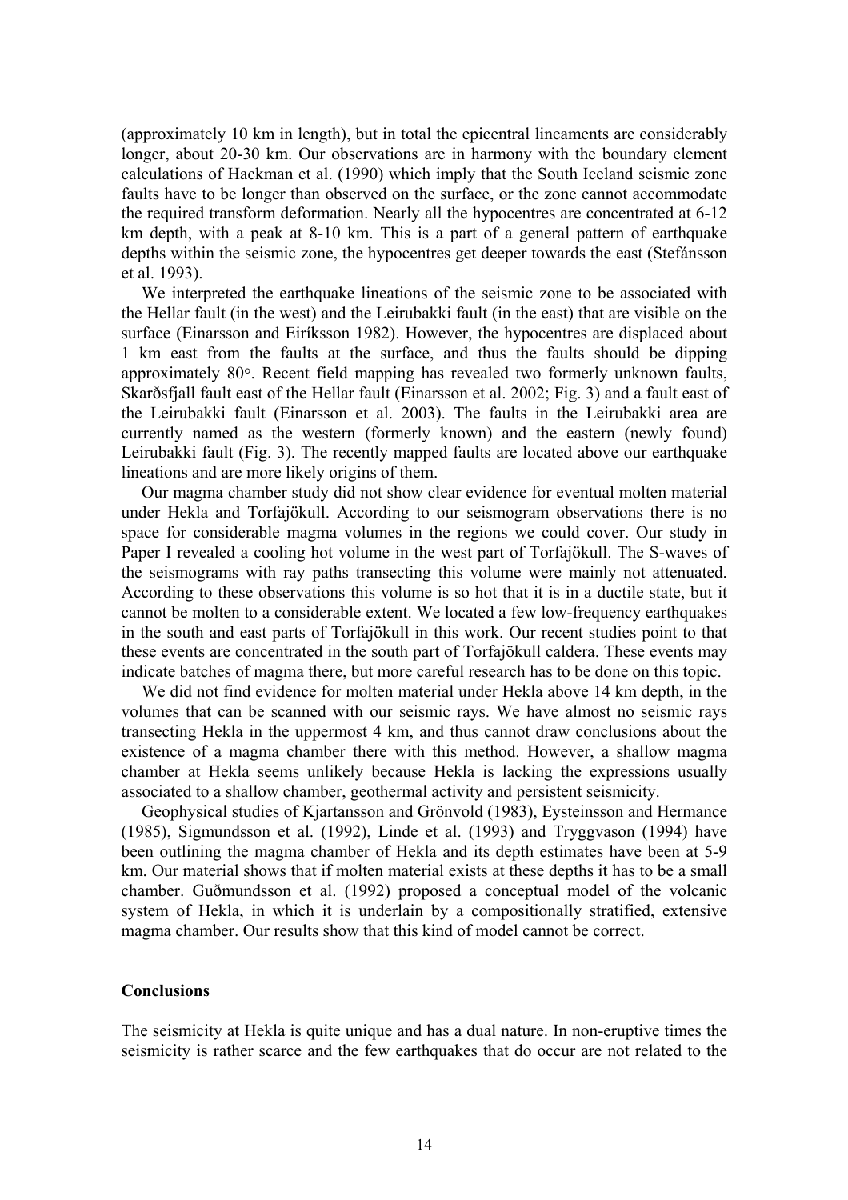(approximately 10 km in length), but in total the epicentral lineaments are considerably longer, about 20-30 km. Our observations are in harmony with the boundary element calculations of Hackman et al. (1990) which imply that the South Iceland seismic zone faults have to be longer than observed on the surface, or the zone cannot accommodate the required transform deformation. Nearly all the hypocentres are concentrated at 6-12 km depth, with a peak at 8-10 km. This is a part of a general pattern of earthquake depths within the seismic zone, the hypocentres get deeper towards the east (Stefánsson et al. 1993).

We interpreted the earthquake lineations of the seismic zone to be associated with the Hellar fault (in the west) and the Leirubakki fault (in the east) that are visible on the surface (Einarsson and Eiríksson 1982). However, the hypocentres are displaced about 1 km east from the faults at the surface, and thus the faults should be dipping approximately 80°. Recent field mapping has revealed two formerly unknown faults, Skarðsfjall fault east of the Hellar fault (Einarsson et al. 2002; Fig. 3) and a fault east of the Leirubakki fault (Einarsson et al. 2003). The faults in the Leirubakki area are currently named as the western (formerly known) and the eastern (newly found) Leirubakki fault (Fig. 3). The recently mapped faults are located above our earthquake lineations and are more likely origins of them.

Our magma chamber study did not show clear evidence for eventual molten material under Hekla and Torfajökull. According to our seismogram observations there is no space for considerable magma volumes in the regions we could cover. Our study in Paper I revealed a cooling hot volume in the west part of Torfajökull. The S-waves of the seismograms with ray paths transecting this volume were mainly not attenuated. According to these observations this volume is so hot that it is in a ductile state, but it cannot be molten to a considerable extent. We located a few low-frequency earthquakes in the south and east parts of Torfajökull in this work. Our recent studies point to that these events are concentrated in the south part of Torfajökull caldera. These events may indicate batches of magma there, but more careful research has to be done on this topic.

We did not find evidence for molten material under Hekla above 14 km depth, in the volumes that can be scanned with our seismic rays. We have almost no seismic rays transecting Hekla in the uppermost 4 km, and thus cannot draw conclusions about the existence of a magma chamber there with this method. However, a shallow magma chamber at Hekla seems unlikely because Hekla is lacking the expressions usually associated to a shallow chamber, geothermal activity and persistent seismicity.

Geophysical studies of Kjartansson and Grönvold (1983), Eysteinsson and Hermance (1985), Sigmundsson et al. (1992), Linde et al. (1993) and Tryggvason (1994) have been outlining the magma chamber of Hekla and its depth estimates have been at 5-9 km. Our material shows that if molten material exists at these depths it has to be a small chamber. Guðmundsson et al. (1992) proposed a conceptual model of the volcanic system of Hekla, in which it is underlain by a compositionally stratified, extensive magma chamber. Our results show that this kind of model cannot be correct.

## Conclusions

The seismicity at Hekla is quite unique and has a dual nature. In non-eruptive times the seismicity is rather scarce and the few earthquakes that do occur are not related to the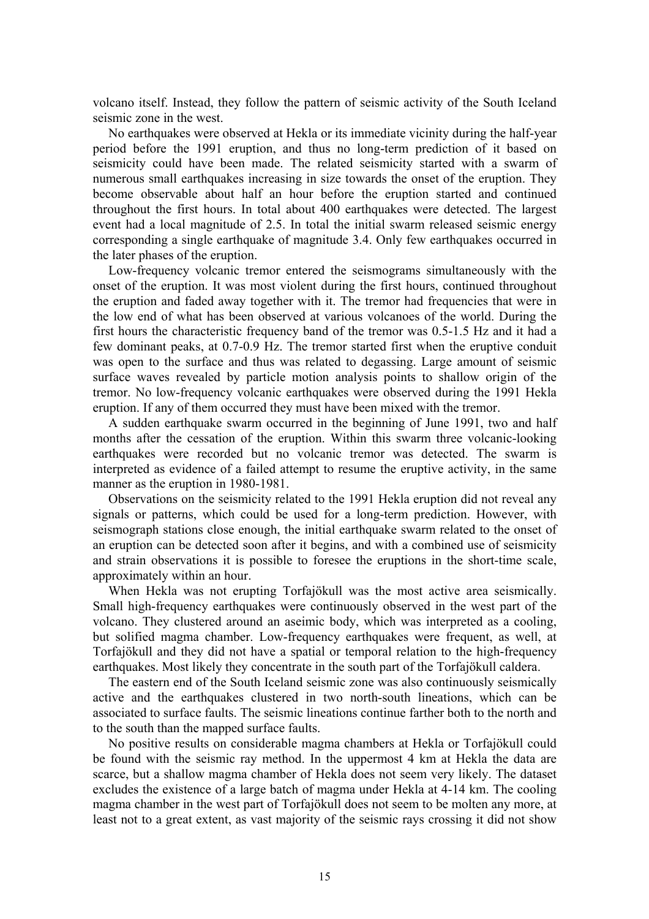volcano itself. Instead, they follow the pattern of seismic activity of the South Iceland seismic zone in the west.

No earthquakes were observed at Hekla or its immediate vicinity during the half-year period before the 1991 eruption, and thus no long-term prediction of it based on seismicity could have been made. The related seismicity started with a swarm of numerous small earthquakes increasing in size towards the onset of the eruption. They become observable about half an hour before the eruption started and continued throughout the first hours. In total about 400 earthquakes were detected. The largest event had a local magnitude of 2.5. In total the initial swarm released seismic energy corresponding a single earthquake of magnitude 3.4. Only few earthquakes occurred in the later phases of the eruption.

Low-frequency volcanic tremor entered the seismograms simultaneously with the onset of the eruption. It was most violent during the first hours, continued throughout the eruption and faded away together with it. The tremor had frequencies that were in the low end of what has been observed at various volcanoes of the world. During the first hours the characteristic frequency band of the tremor was 0.5-1.5 Hz and it had a few dominant peaks, at 0.7-0.9 Hz. The tremor started first when the eruptive conduit was open to the surface and thus was related to degassing. Large amount of seismic surface waves revealed by particle motion analysis points to shallow origin of the tremor. No low-frequency volcanic earthquakes were observed during the 1991 Hekla eruption. If any of them occurred they must have been mixed with the tremor.

A sudden earthquake swarm occurred in the beginning of June 1991, two and half months after the cessation of the eruption. Within this swarm three volcanic-looking earthquakes were recorded but no volcanic tremor was detected. The swarm is interpreted as evidence of a failed attempt to resume the eruptive activity, in the same manner as the eruption in 1980-1981.

Observations on the seismicity related to the 1991 Hekla eruption did not reveal any signals or patterns, which could be used for a long-term prediction. However, with seismograph stations close enough, the initial earthquake swarm related to the onset of an eruption can be detected soon after it begins, and with a combined use of seismicity and strain observations it is possible to foresee the eruptions in the short-time scale, approximately within an hour.

When Hekla was not erupting Torfajökull was the most active area seismically. Small high-frequency earthquakes were continuously observed in the west part of the volcano. They clustered around an aseimic body, which was interpreted as a cooling, but solified magma chamber. Low-frequency earthquakes were frequent, as well, at Torfajökull and they did not have a spatial or temporal relation to the high-frequency earthquakes. Most likely they concentrate in the south part of the Torfajökull caldera.

The eastern end of the South Iceland seismic zone was also continuously seismically active and the earthquakes clustered in two north-south lineations, which can be associated to surface faults. The seismic lineations continue farther both to the north and to the south than the mapped surface faults.

No positive results on considerable magma chambers at Hekla or Torfajökull could be found with the seismic ray method. In the uppermost 4 km at Hekla the data are scarce, but a shallow magma chamber of Hekla does not seem very likely. The dataset excludes the existence of a large batch of magma under Hekla at 4-14 km. The cooling magma chamber in the west part of Torfajökull does not seem to be molten any more, at least not to a great extent, as vast majority of the seismic rays crossing it did not show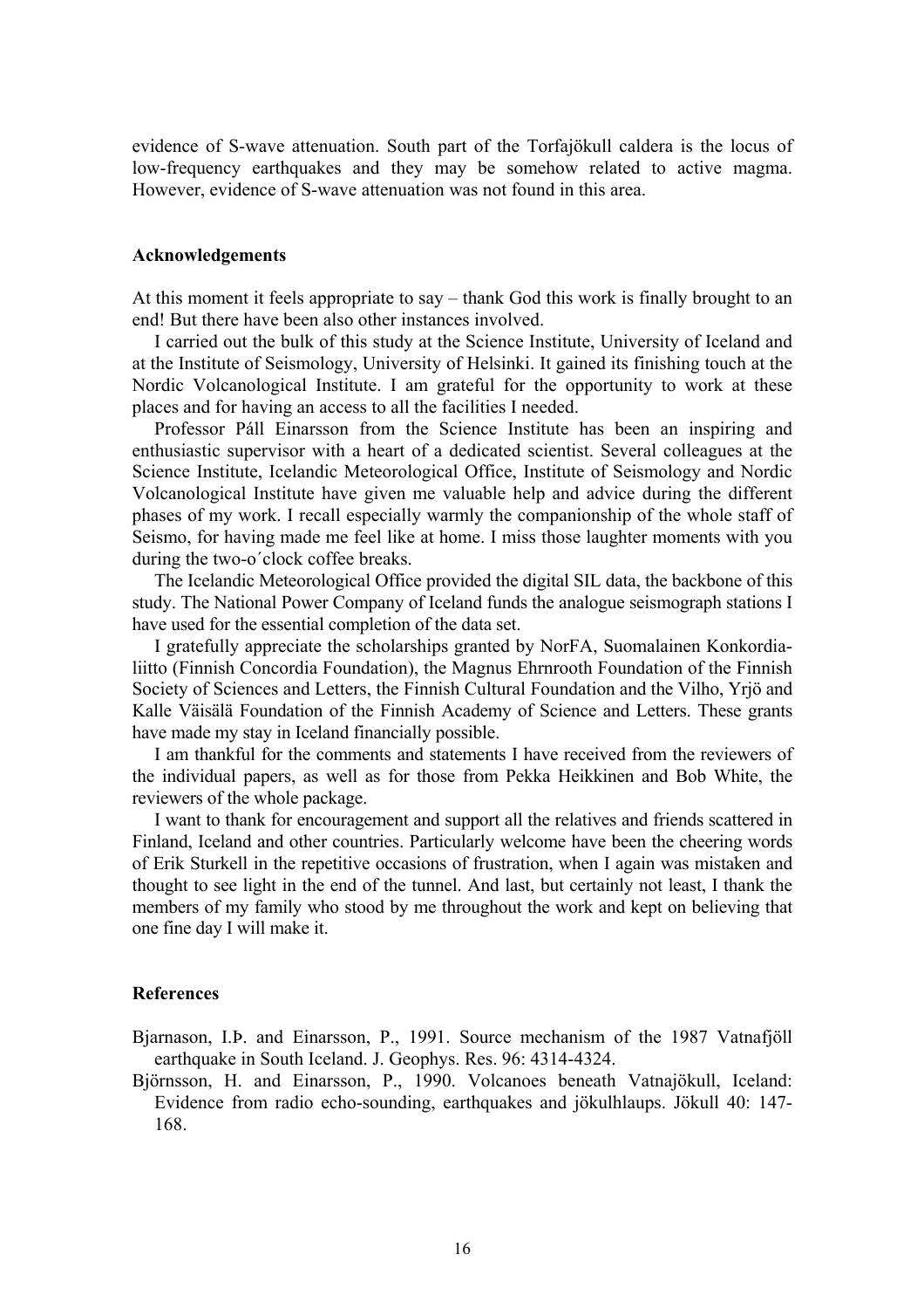evidence of S-wave attenuation. South part of the Torfajökull caldera is the locus of low-frequency earthquakes and they may be somehow related to active magma. However, evidence of S-wave attenuation was not found in this area.

### Acknowledgements

At this moment it feels appropriate to say – thank God this work is finally brought to an end! But there have been also other instances involved.

I carried out the bulk of this study at the Science Institute, University of Iceland and at the Institute of Seismology, University of Helsinki. It gained its finishing touch at the Nordic Volcanological Institute. I am grateful for the opportunity to work at these places and for having an access to all the facilities I needed.

Professor Páll Einarsson from the Science Institute has been an inspiring and enthusiastic supervisor with a heart of a dedicated scientist. Several colleagues at the Science Institute, Icelandic Meteorological Office, Institute of Seismology and Nordic Volcanological Institute have given me valuable help and advice during the different phases of my work. I recall especially warmly the companionship of the whole staff of Seismo, for having made me feel like at home. I miss those laughter moments with you during the two-o´clock coffee breaks.

The Icelandic Meteorological Office provided the digital SIL data, the backbone of this study. The National Power Company of Iceland funds the analogue seismograph stations I have used for the essential completion of the data set.

I gratefully appreciate the scholarships granted by NorFA, Suomalainen Konkordia-liitto (Finnish Concordia Foundation), the Magnus Ehrnrooth Foundation of the Finnish Society of Sciences and Letters, the Finnish Cultural Foundation and the Vilho, Yrjö and Kalle Väisälä Foundation of the Finnish Academy of Science and Letters. These grants have made my stay in Iceland financially possible.

I am thankful for the comments and statements I have received from the reviewers of the individual papers, as well as for those from Pekka Heikkinen and Bob White, the reviewers of the whole package.

I want to thank for encouragement and support all the relatives and friends scattered in Finland, Iceland and other countries. Particularly welcome have been the cheering words of Erik Sturkell in the repetitive occasions of frustration, when I again was mistaken and thought to see light in the end of the tunnel. And last, but certainly not least, I thank the members of my family who stood by me throughout the work and kept on believing that one fine day I will make it.

### References

Bjarnason, I.Þ. and Einarsson, P., 1991. Source mechanism of the 1987 Vatnafjöll earthquake in South Iceland. J. Geophys. Res. 96: 4314-4324.

Björnsson, H. and Einarsson, P., 1990. Volcanoes beneath Vatnajökull, Iceland: Evidence from radio echo-sounding, earthquakes and jökulhlaups. Jökull 40: 147-168.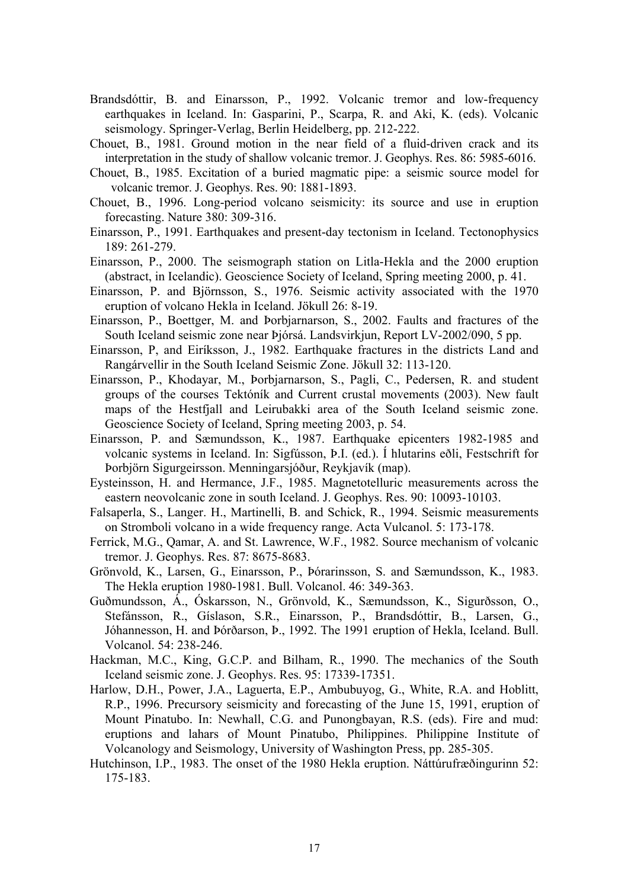Brandsdóttir, B. and Einarsson, P., 1992. Volcanic tremor and low-frequency earthquakes in Iceland. In: Gasparini, P., Scarpa, R. and Aki, K. (eds). Volcanic seismology. Springer-Verlag, Berlin Heidelberg, pp. 212-222.

Chouet, B., 1981. Ground motion in the near field of a fluid-driven crack and its interpretation in the study of shallow volcanic tremor. J. Geophys. Res. 86: 5985-6016.

Chouet, B., 1985. Excitation of a buried magmatic pipe: a seismic source model for volcanic tremor. J. Geophys. Res. 90: 1881-1893.

Chouet, B., 1996. Long-period volcano seismicity: its source and use in eruption forecasting. Nature 380: 309-316.

Einarsson, P., 1991. Earthquakes and present-day tectonism in Iceland. Tectonophysics 189: 261-279.

Einarsson, P., 2000. The seismograph station on Litla-Hekla and the 2000 eruption (abstract, in Icelandic). Geoscience Society of Iceland, Spring meeting 2000, p. 41.

Einarsson, P. and Björnsson, S., 1976. Seismic activity associated with the 1970 eruption of volcano Hekla in Iceland. Jökull 26: 8-19.

Einarsson, P., Boettger, M. and Þorbjarnarson, S., 2002. Faults and fractures of the South Iceland seismic zone near Þjórsá. Landsvirkjun, Report LV-2002/090, 5 pp.

Einarsson, P, and Eiríksson, J., 1982. Earthquake fractures in the districts Land and Rangárvellir in the South Iceland Seismic Zone. Jökull 32: 113-120.

Einarsson, P., Khodayar, M., Þorbjarnarson, S., Pagli, C., Pedersen, R. and student groups of the courses Tektóník and Current crustal movements (2003). New fault maps of the Hestfjall and Leirubakki area of the South Iceland seismic zone. Geoscience Society of Iceland, Spring meeting 2003, p. 54.

Einarsson, P. and Sæmundsson, K., 1987. Earthquake epicenters 1982-1985 and volcanic systems in Iceland. In: Sigfússon, Þ.I. (ed.). Í hlutarins eðli, Festschrift for Þorbjörn Sigurgeirsson. Menningarsjóður, Reykjavík (map).

Eysteinsson, H. and Hermance, J.F., 1985. Magnetotelluric measurements across the eastern neovolcanic zone in south Iceland. J. Geophys. Res. 90: 10093-10103.

Falsaperla, S., Langer. H., Martinelli, B. and Schick, R., 1994. Seismic measurements on Stromboli volcano in a wide frequency range. Acta Vulcanol. 5: 173-178.

Ferrick, M.G., Qamar, A. and St. Lawrence, W.F., 1982. Source mechanism of volcanic tremor. J. Geophys. Res. 87: 8675-8683.

Grönvold, K., Larsen, G., Einarsson, P., Þórarinsson, S. and Sæmundsson, K., 1983. The Hekla eruption 1980-1981. Bull. Volcanol. 46: 349-363.

Guðmundsson, Á., Óskarsson, N., Grönvold, K., Sæmundsson, K., Sigurðsson, O., Stefánsson, R., Gíslason, S.R., Einarsson, P., Brandsdóttir, B., Larsen, G., Jóhannesson, H. and Þórðarson, Þ., 1992. The 1991 eruption of Hekla, Iceland. Bull. Volcanol. 54: 238-246.

Hackman, M.C., King, G.C.P. and Bilham, R., 1990. The mechanics of the South Iceland seismic zone. J. Geophys. Res. 95: 17339-17351.

Harlow, D.H., Power, J.A., Laguerta, E.P., Ambubuyog, G., White, R.A. and Hoblitt, R.P., 1996. Precursory seismicity and forecasting of the June 15, 1991, eruption of Mount Pinatubo. In: Newhall, C.G. and Punongbayan, R.S. (eds). Fire and mud: eruptions and lahars of Mount Pinatubo, Philippines. Philippine Institute of Volcanology and Seismology, University of Washington Press, pp. 285-305.

Hutchinson, I.P., 1983. The onset of the 1980 Hekla eruption. Náttúrufræðingurinn 52: 175-183.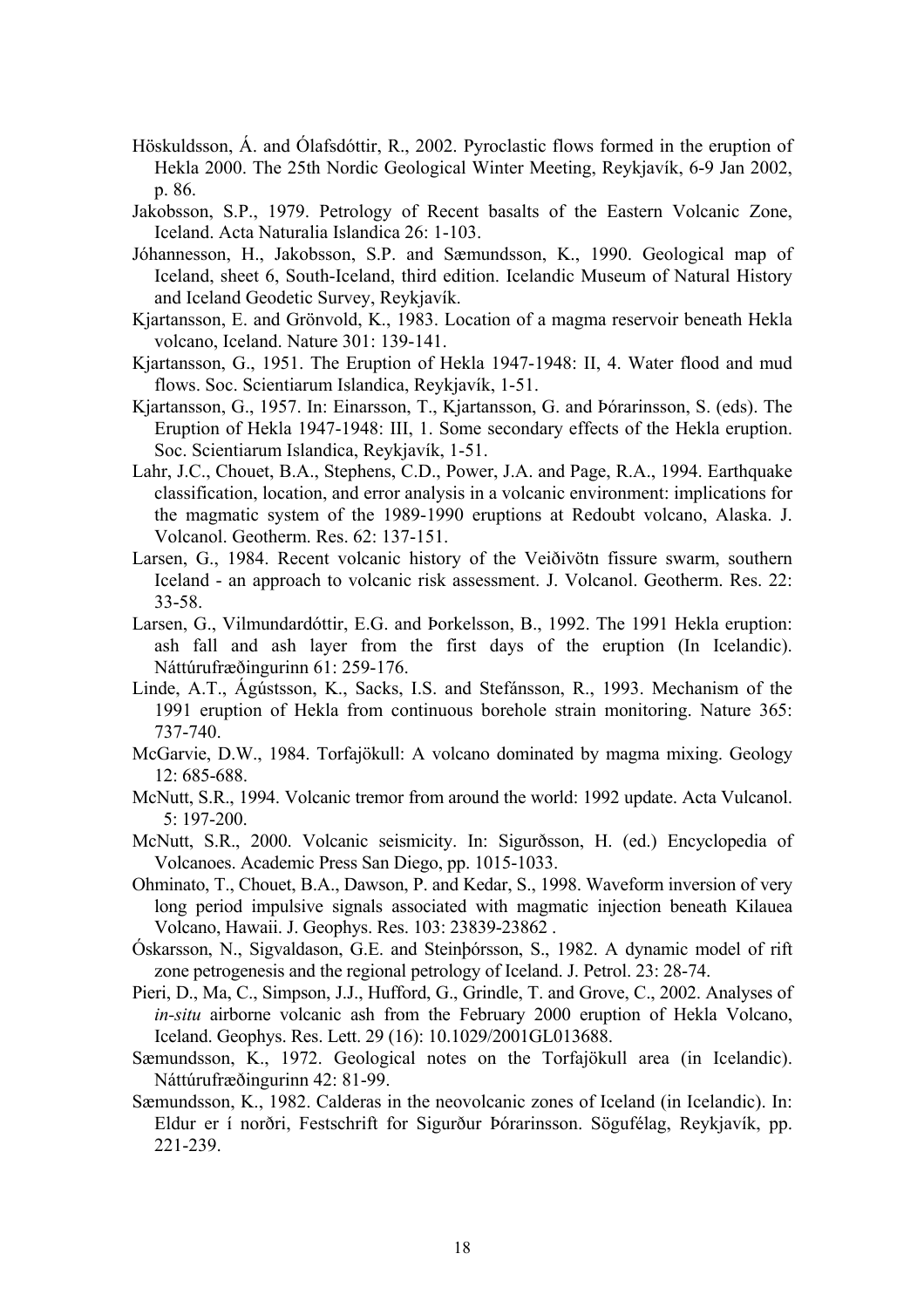Höskuldsson, Á. and Ólafsdóttir, R., 2002. Pyroclastic flows formed in the eruption of Hekla 2000. The 25th Nordic Geological Winter Meeting, Reykjavík, 6-9 Jan 2002, p. 86.

Jakobsson, S.P., 1979. Petrology of Recent basalts of the Eastern Volcanic Zone, Iceland. Acta Naturalia Islandica 26: 1-103.

Jóhannesson, H., Jakobsson, S.P. and Sæmundsson, K., 1990. Geological map of Iceland, sheet 6, South-Iceland, third edition. Icelandic Museum of Natural History and Iceland Geodetic Survey, Reykjavík.

Kjartansson, E. and Grönvold, K., 1983. Location of a magma reservoir beneath Hekla volcano, Iceland. Nature 301: 139-141.

Kjartansson, G., 1951. The Eruption of Hekla 1947-1948: II, 4. Water flood and mud flows. Soc. Scientiarum Islandica, Reykjavík, 1-51.

Kjartansson, G., 1957. In: Einarsson, T., Kjartansson, G. and Þórarinsson, S. (eds). The Eruption of Hekla 1947-1948: III, 1. Some secondary effects of the Hekla eruption. Soc. Scientiarum Islandica, Reykjavík, 1-51.

Lahr, J.C., Chouet, B.A., Stephens, C.D., Power, J.A. and Page, R.A., 1994. Earthquake classification, location, and error analysis in a volcanic environment: implications for the magmatic system of the 1989-1990 eruptions at Redoubt volcano, Alaska. J. Volcanol. Geotherm. Res. 62: 137-151.

Larsen, G., 1984. Recent volcanic history of the Veiðivötn fissure swarm, southern Iceland - an approach to volcanic risk assessment. J. Volcanol. Geotherm. Res. 22: 33-58.

Larsen, G., Vilmundardóttir, E.G. and Þorkelsson, B., 1992. The 1991 Hekla eruption: ash fall and ash layer from the first days of the eruption (In Icelandic). Náttúrufræðingurinn 61: 259-176.

Linde, A.T., Ágústsson, K., Sacks, I.S. and Stefánsson, R., 1993. Mechanism of the 1991 eruption of Hekla from continuous borehole strain monitoring. Nature 365: 737-740.

McGarvie, D.W., 1984. Torfajökull: A volcano dominated by magma mixing. Geology 12: 685-688.

McNutt, S.R., 1994. Volcanic tremor from around the world: 1992 update. Acta Vulcanol. 5: 197-200.

McNutt, S.R., 2000. Volcanic seismicity. In: Sigurðsson, H. (ed.) Encyclopedia of Volcanoes. Academic Press San Diego, pp. 1015-1033.

Ohminato, T., Chouet, B.A., Dawson, P. and Kedar, S., 1998. Waveform inversion of very long period impulsive signals associated with magmatic injection beneath Kilauea Volcano, Hawaii. J. Geophys. Res. 103: 23839-23862 .

Óskarsson, N., Sigvaldason, G.E. and Steinþórsson, S., 1982. A dynamic model of rift zone petrogenesis and the regional petrology of Iceland. J. Petrol. 23: 28-74.

Pieri, D., Ma, C., Simpson, J.J., Hufford, G., Grindle, T. and Grove, C., 2002. Analyses of *in-situ* airborne volcanic ash from the February 2000 eruption of Hekla Volcano, Iceland. Geophys. Res. Lett. 29 (16): 10.1029/2001GL013688.

Sæmundsson, K., 1972. Geological notes on the Torfajökull area (in Icelandic). Náttúrufræðingurinn 42: 81-99.

Sæmundsson, K., 1982. Calderas in the neovolcanic zones of Iceland (in Icelandic). In: Eldur er í norðri, Festschrift for Sigurður Þórarinsson. Sögufélag, Reykjavík, pp. 221-239.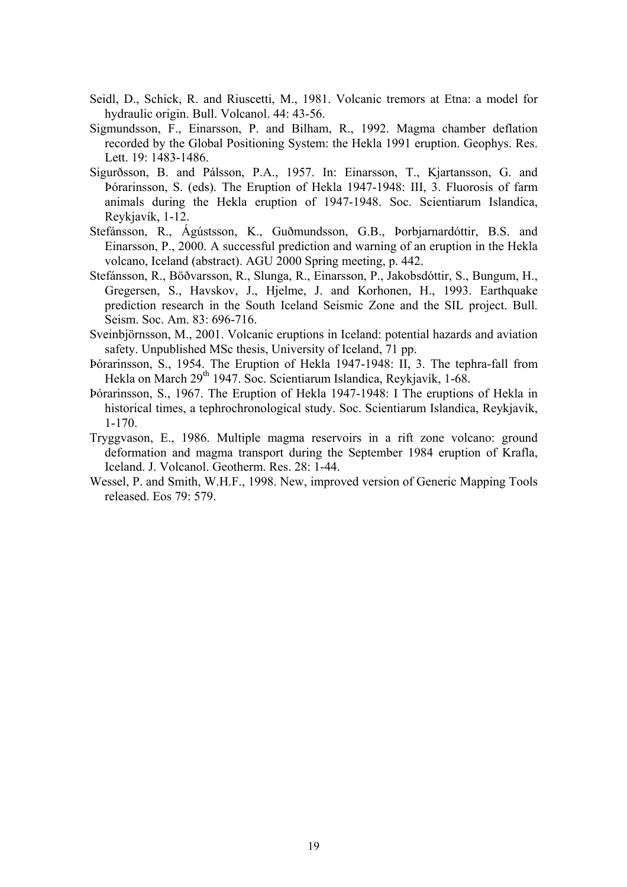Seidl, D., Schick, R. and Riuscetti, M., 1981. Volcanic tremors at Etna: a model for hydraulic origin. Bull. Volcanol. 44: 43-56.

Sigmundsson, F., Einarsson, P. and Bilham, R., 1992. Magma chamber deflation recorded by the Global Positioning System: the Hekla 1991 eruption. Geophys. Res. Lett. 19: 1483-1486.

Sigurðsson, B. and Pálsson, P.A., 1957. In: Einarsson, T., Kjartansson, G. and Þórarinsson, S. (eds). The Eruption of Hekla 1947-1948: III, 3. Fluorosis of farm animals during the Hekla eruption of 1947-1948. Soc. Scientiarum Islandica, Reykjavík, 1-12.

Stefánsson, R., Ágústsson, K., Guðmundsson, G.B., Þorbjarnardóttir, B.S. and Einarsson, P., 2000. A successful prediction and warning of an eruption in the Hekla volcano, Iceland (abstract). AGU 2000 Spring meeting, p. 442.

Stefánsson, R., Böðvarsson, R., Slunga, R., Einarsson, P., Jakobsdóttir, S., Bungum, H., Gregersen, S., Havskov, J., Hjelme, J. and Korhonen, H., 1993. Earthquake prediction research in the South Iceland Seismic Zone and the SIL project. Bull. Seism. Soc. Am. 83: 696-716.

Sveinbjörnsson, M., 2001. Volcanic eruptions in Iceland: potential hazards and aviation safety. Unpublished MSc thesis, University of Iceland, 71 pp.

Þórarinsson, S., 1954. The Eruption of Hekla 1947-1948: II, 3. The tephra-fall from Hekla on March 29th 1947. Soc. Scientiarum Islandica, Reykjavík, 1-68.

Þórarinsson, S., 1967. The Eruption of Hekla 1947-1948: I The eruptions of Hekla in historical times, a tephrochronological study. Soc. Scientiarum Islandica, Reykjavík, 1-170.

Tryggvason, E., 1986. Multiple magma reservoirs in a rift zone volcano: ground deformation and magma transport during the September 1984 eruption of Krafla, Iceland. J. Volcanol. Geotherm. Res. 28: 1-44.

Wessel, P. and Smith, W.H.F., 1998. New, improved version of Generic Mapping Tools released. Eos 79: 579.